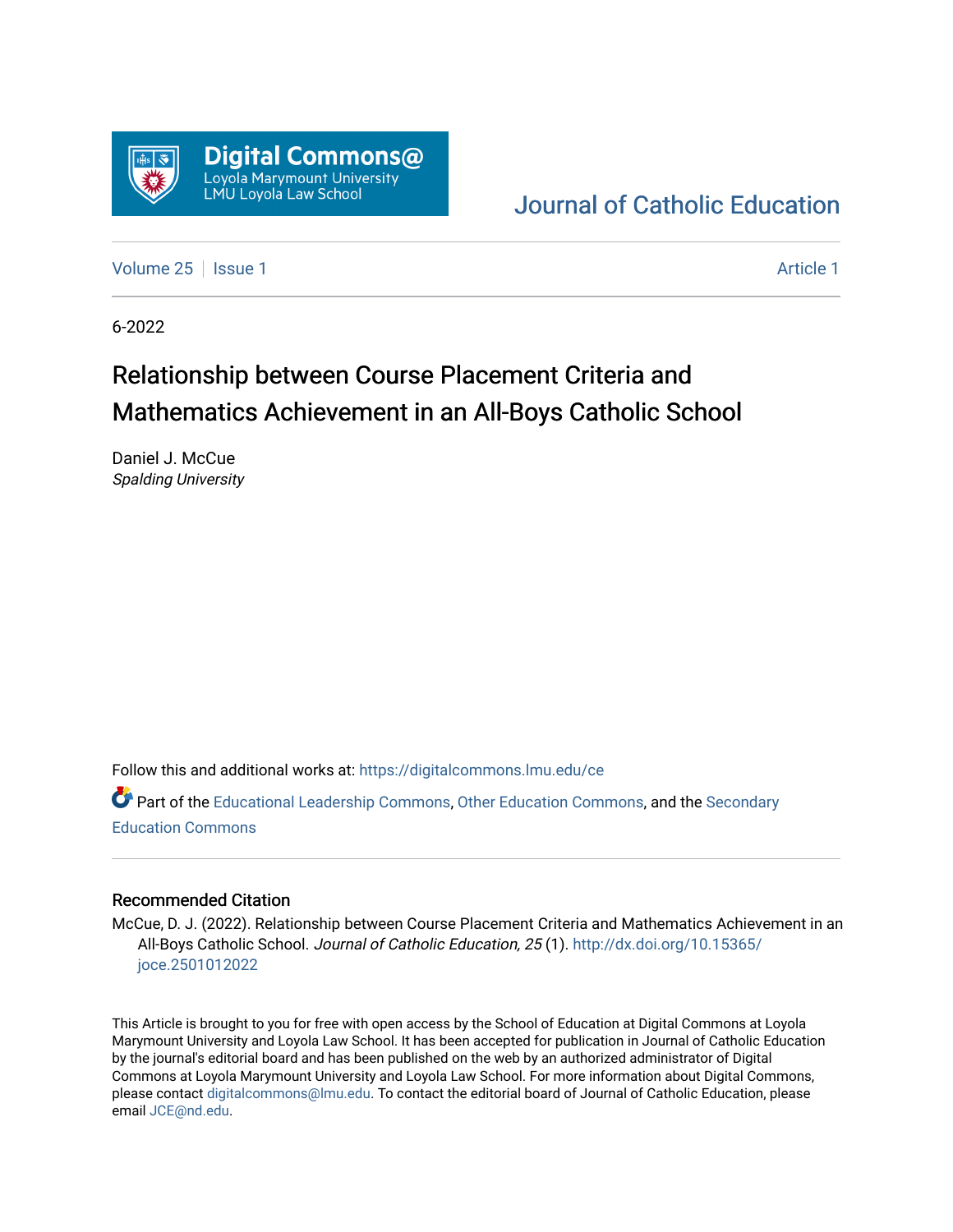Digital Commons@
Loyola Marymount University
LMU Loyola Law School

Journal of Catholic Education

Volume 25 | Issue 1 | Article 1

6-2022

# Relationship between Course Placement Criteria and Mathematics Achievement in an All-Boys Catholic School

Daniel J. McCue
*Spalding University*

Follow this and additional works at: https://digitalcommons.lmu.edu/ce

Part of the Educational Leadership Commons, Other Education Commons, and the Secondary Education Commons

## Recommended Citation

McCue, D. J. (2022). Relationship between Course Placement Criteria and Mathematics Achievement in an All-Boys Catholic School. *Journal of Catholic Education, 25* (1). http://dx.doi.org/10.15365/joce.2501012022

This Article is brought to you for free with open access by the School of Education at Digital Commons at Loyola Marymount University and Loyola Law School. It has been accepted for publication in Journal of Catholic Education by the journal's editorial board and has been published on the web by an authorized administrator of Digital Commons at Loyola Marymount University and Loyola Law School. For more information about Digital Commons, please contact digitalcommons@lmu.edu. To contact the editorial board of Journal of Catholic Education, please email JCE@nd.edu.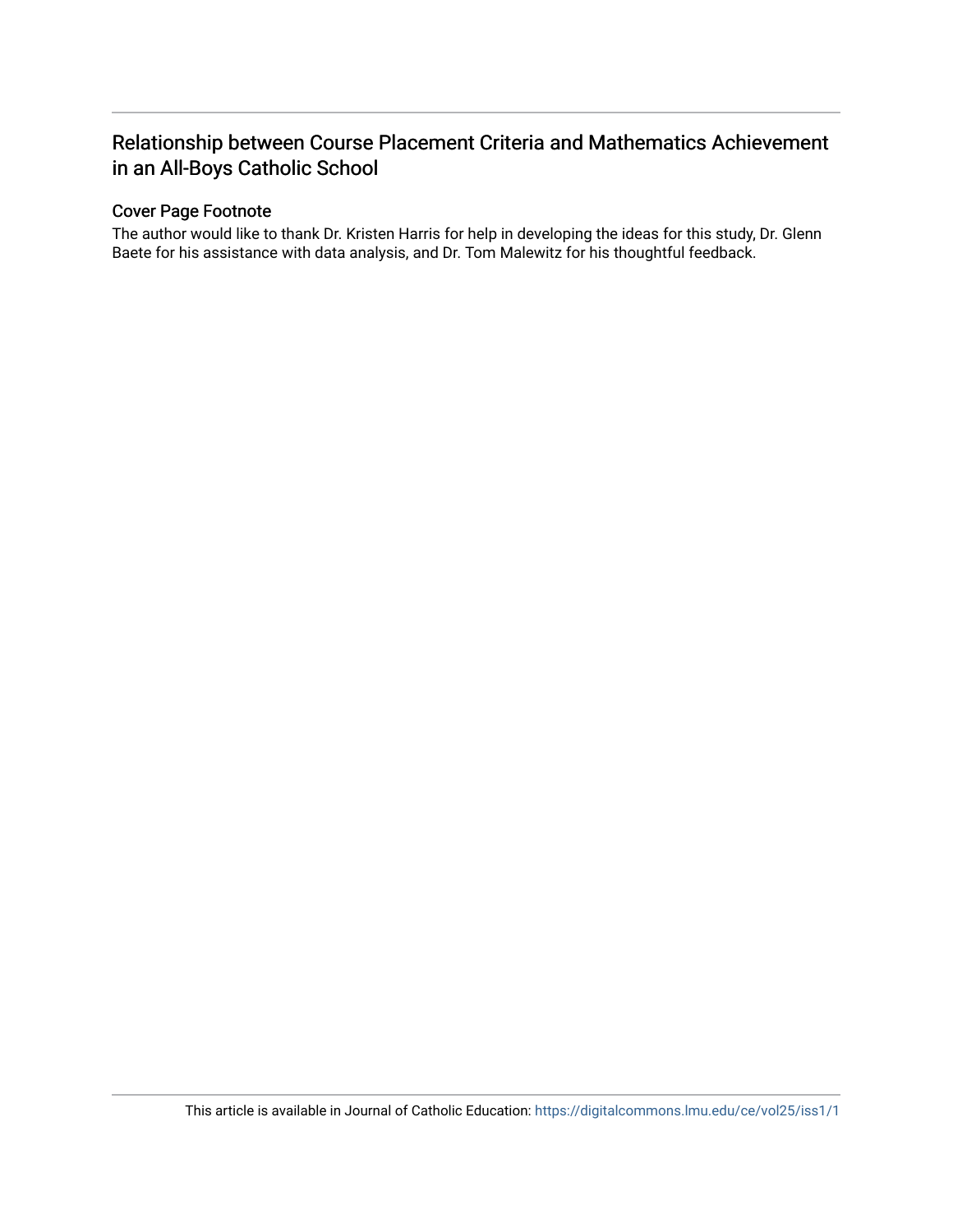# Relationship between Course Placement Criteria and Mathematics Achievement in an All-Boys Catholic School

## Cover Page Footnote

The author would like to thank Dr. Kristen Harris for help in developing the ideas for this study, Dr. Glenn Baete for his assistance with data analysis, and Dr. Tom Malewitz for his thoughtful feedback.

This article is available in Journal of Catholic Education: https://digitalcommons.lmu.edu/ce/vol25/iss1/1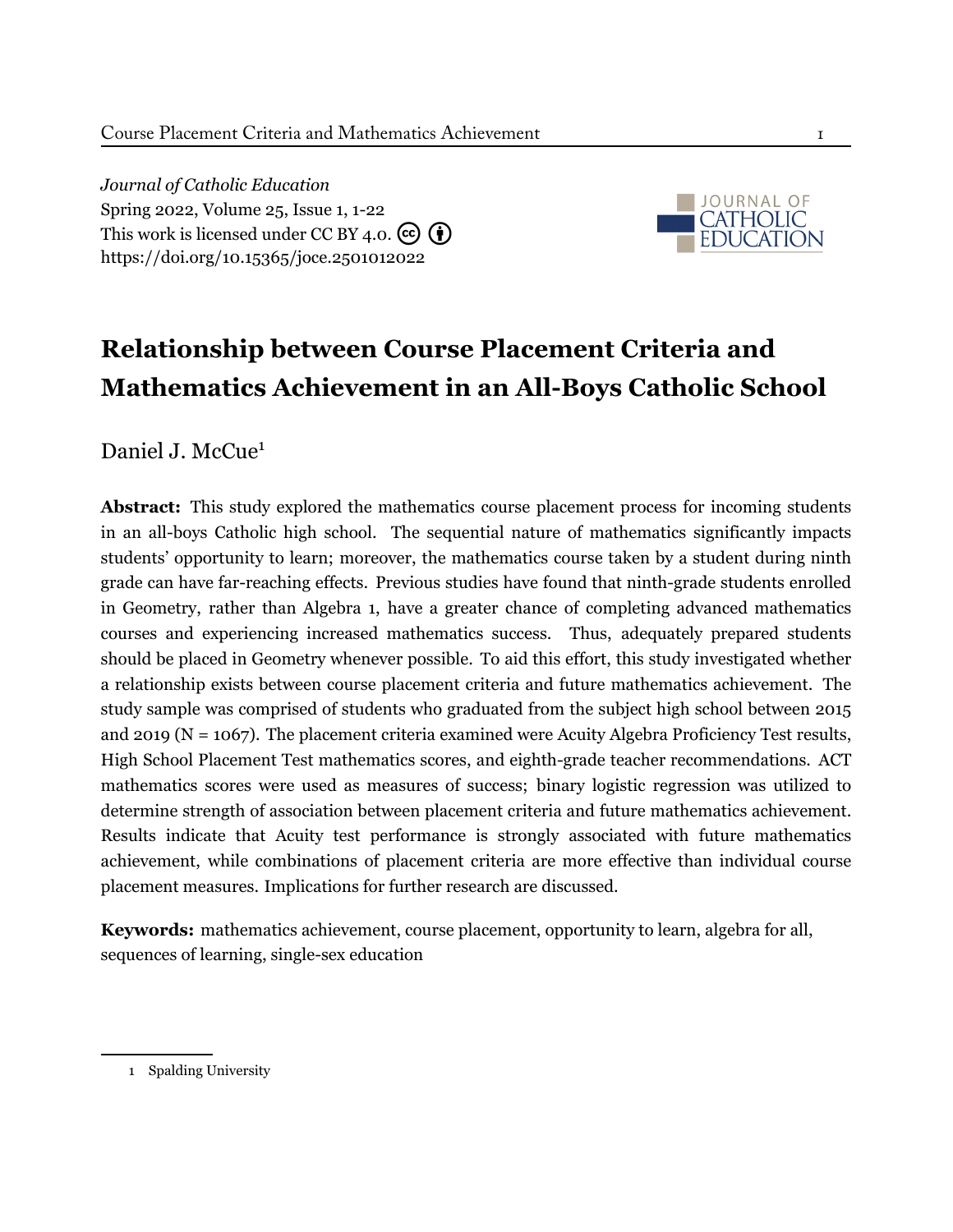*Journal of Catholic Education*
Spring 2022, Volume 25, Issue 1, 1-22
This work is licensed under CC BY 4.0.
https://doi.org/10.15365/joce.2501012022

# Relationship between Course Placement Criteria and Mathematics Achievement in an All-Boys Catholic School

Daniel J. McCue[1]

**Abstract:** This study explored the mathematics course placement process for incoming students in an all-boys Catholic high school. The sequential nature of mathematics significantly impacts students' opportunity to learn; moreover, the mathematics course taken by a student during ninth grade can have far-reaching effects. Previous studies have found that ninth-grade students enrolled in Geometry, rather than Algebra 1, have a greater chance of completing advanced mathematics courses and experiencing increased mathematics success. Thus, adequately prepared students should be placed in Geometry whenever possible. To aid this effort, this study investigated whether a relationship exists between course placement criteria and future mathematics achievement. The study sample was comprised of students who graduated from the subject high school between 2015 and 2019 (N = 1067). The placement criteria examined were Acuity Algebra Proficiency Test results, High School Placement Test mathematics scores, and eighth-grade teacher recommendations. ACT mathematics scores were used as measures of success; binary logistic regression was utilized to determine strength of association between placement criteria and future mathematics achievement. Results indicate that Acuity test performance is strongly associated with future mathematics achievement, while combinations of placement criteria are more effective than individual course placement measures. Implications for further research are discussed.

**Keywords:** mathematics achievement, course placement, opportunity to learn, algebra for all, sequences of learning, single-sex education

---

1 Spalding University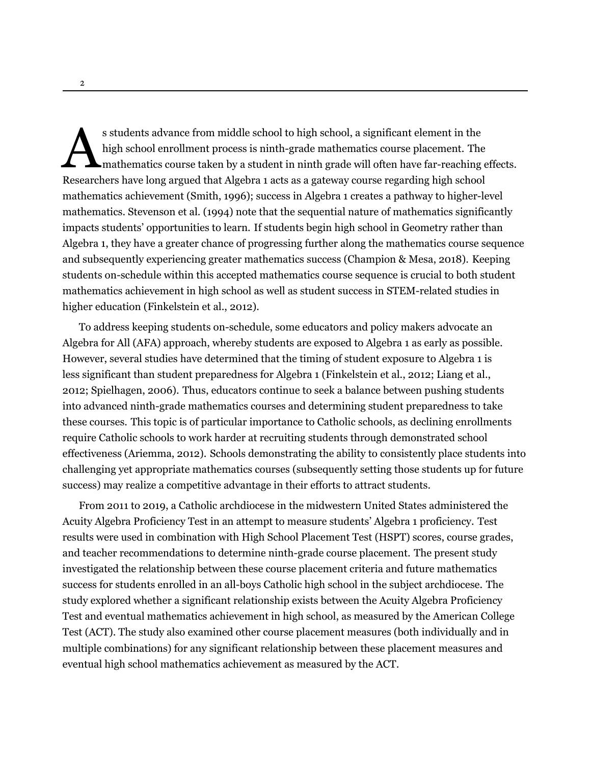As students advance from middle school to high school, a significant element in the high school enrollment process is ninth-grade mathematics course placement. The mathematics course taken by a student in ninth grade will often have far-reaching effects. Researchers have long argued that Algebra 1 acts as a gateway course regarding high school mathematics achievement (Smith, 1996); success in Algebra 1 creates a pathway to higher-level mathematics. Stevenson et al. (1994) note that the sequential nature of mathematics significantly impacts students' opportunities to learn. If students begin high school in Geometry rather than Algebra 1, they have a greater chance of progressing further along the mathematics course sequence and subsequently experiencing greater mathematics success (Champion & Mesa, 2018). Keeping students on-schedule within this accepted mathematics course sequence is crucial to both student mathematics achievement in high school as well as student success in STEM-related studies in higher education (Finkelstein et al., 2012).

To address keeping students on-schedule, some educators and policy makers advocate an Algebra for All (AFA) approach, whereby students are exposed to Algebra 1 as early as possible. However, several studies have determined that the timing of student exposure to Algebra 1 is less significant than student preparedness for Algebra 1 (Finkelstein et al., 2012; Liang et al., 2012; Spielhagen, 2006). Thus, educators continue to seek a balance between pushing students into advanced ninth-grade mathematics courses and determining student preparedness to take these courses. This topic is of particular importance to Catholic schools, as declining enrollments require Catholic schools to work harder at recruiting students through demonstrated school effectiveness (Ariemma, 2012). Schools demonstrating the ability to consistently place students into challenging yet appropriate mathematics courses (subsequently setting those students up for future success) may realize a competitive advantage in their efforts to attract students.

From 2011 to 2019, a Catholic archdiocese in the midwestern United States administered the Acuity Algebra Proficiency Test in an attempt to measure students' Algebra 1 proficiency. Test results were used in combination with High School Placement Test (HSPT) scores, course grades, and teacher recommendations to determine ninth-grade course placement. The present study investigated the relationship between these course placement criteria and future mathematics success for students enrolled in an all-boys Catholic high school in the subject archdiocese. The study explored whether a significant relationship exists between the Acuity Algebra Proficiency Test and eventual mathematics achievement in high school, as measured by the American College Test (ACT). The study also examined other course placement measures (both individually and in multiple combinations) for any significant relationship between these placement measures and eventual high school mathematics achievement as measured by the ACT.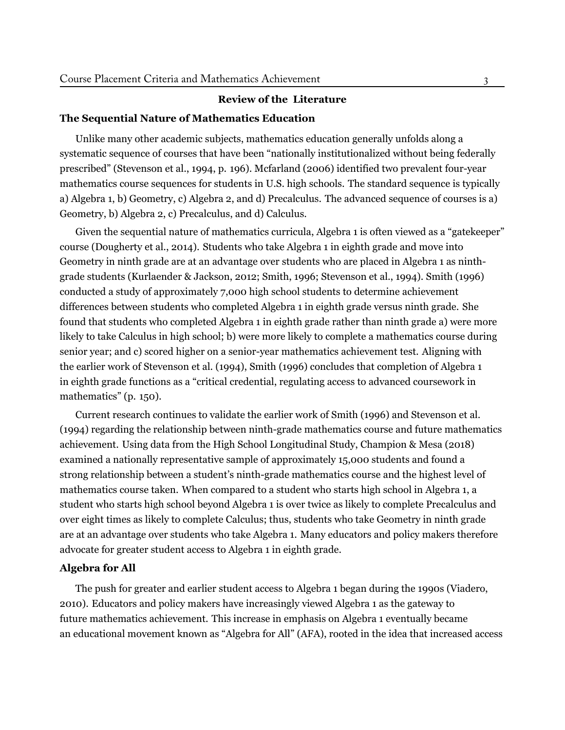## Review of the Literature

### The Sequential Nature of Mathematics Education

Unlike many other academic subjects, mathematics education generally unfolds along a systematic sequence of courses that have been "nationally institutionalized without being federally prescribed" (Stevenson et al., 1994, p. 196). Mcfarland (2006) identified two prevalent four-year mathematics course sequences for students in U.S. high schools. The standard sequence is typically a) Algebra 1, b) Geometry, c) Algebra 2, and d) Precalculus. The advanced sequence of courses is a) Geometry, b) Algebra 2, c) Precalculus, and d) Calculus.

Given the sequential nature of mathematics curricula, Algebra 1 is often viewed as a "gatekeeper" course (Dougherty et al., 2014). Students who take Algebra 1 in eighth grade and move into Geometry in ninth grade are at an advantage over students who are placed in Algebra 1 as ninth-grade students (Kurlaender & Jackson, 2012; Smith, 1996; Stevenson et al., 1994). Smith (1996) conducted a study of approximately 7,000 high school students to determine achievement differences between students who completed Algebra 1 in eighth grade versus ninth grade. She found that students who completed Algebra 1 in eighth grade rather than ninth grade a) were more likely to take Calculus in high school; b) were more likely to complete a mathematics course during senior year; and c) scored higher on a senior-year mathematics achievement test. Aligning with the earlier work of Stevenson et al. (1994), Smith (1996) concludes that completion of Algebra 1 in eighth grade functions as a "critical credential, regulating access to advanced coursework in mathematics" (p. 150).

Current research continues to validate the earlier work of Smith (1996) and Stevenson et al. (1994) regarding the relationship between ninth-grade mathematics course and future mathematics achievement. Using data from the High School Longitudinal Study, Champion & Mesa (2018) examined a nationally representative sample of approximately 15,000 students and found a strong relationship between a student's ninth-grade mathematics course and the highest level of mathematics course taken. When compared to a student who starts high school in Algebra 1, a student who starts high school beyond Algebra 1 is over twice as likely to complete Precalculus and over eight times as likely to complete Calculus; thus, students who take Geometry in ninth grade are at an advantage over students who take Algebra 1. Many educators and policy makers therefore advocate for greater student access to Algebra 1 in eighth grade.

### Algebra for All

The push for greater and earlier student access to Algebra 1 began during the 1990s (Viadero, 2010). Educators and policy makers have increasingly viewed Algebra 1 as the gateway to future mathematics achievement. This increase in emphasis on Algebra 1 eventually became an educational movement known as "Algebra for All" (AFA), rooted in the idea that increased access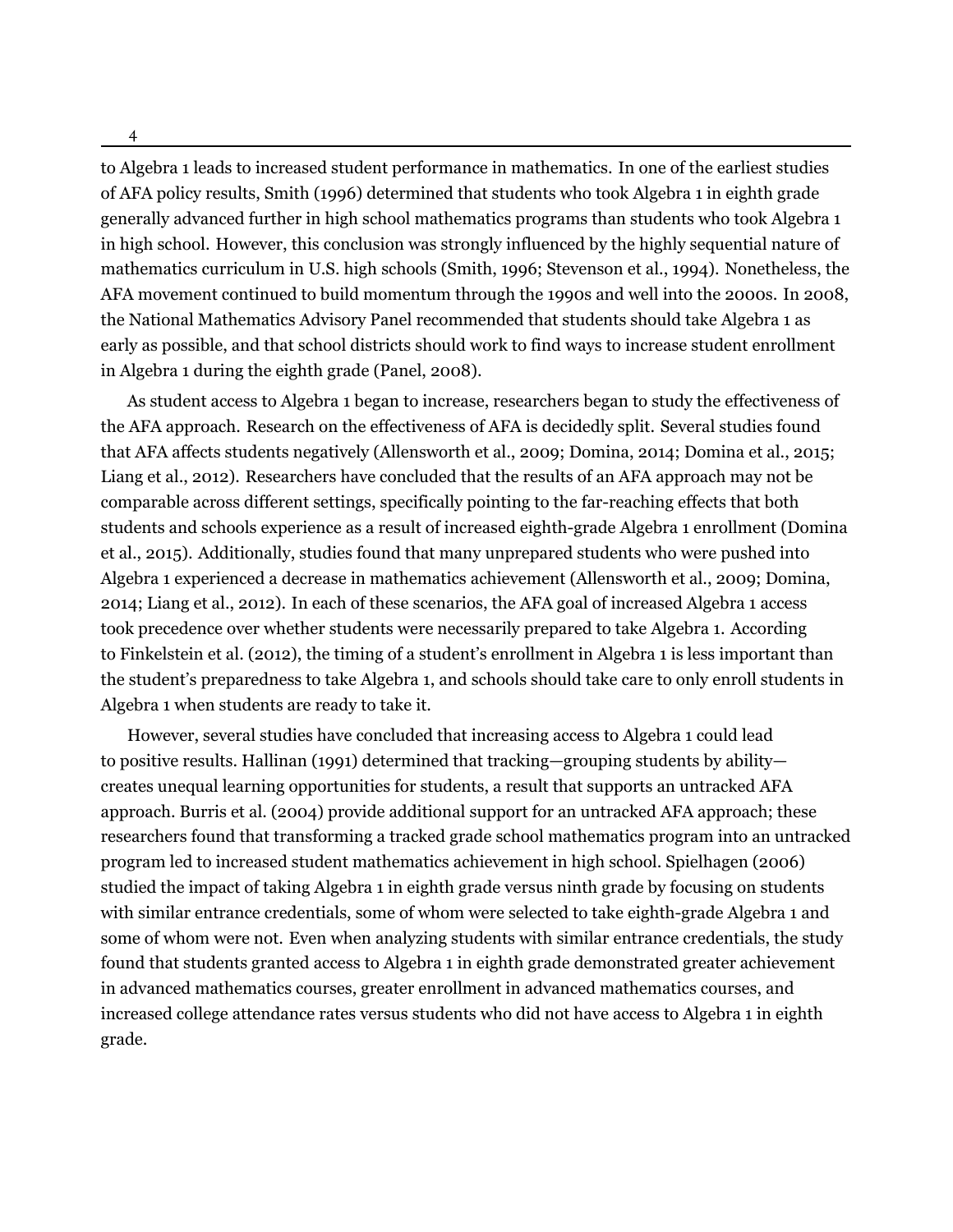to Algebra 1 leads to increased student performance in mathematics. In one of the earliest studies of AFA policy results, Smith (1996) determined that students who took Algebra 1 in eighth grade generally advanced further in high school mathematics programs than students who took Algebra 1 in high school. However, this conclusion was strongly influenced by the highly sequential nature of mathematics curriculum in U.S. high schools (Smith, 1996; Stevenson et al., 1994). Nonetheless, the AFA movement continued to build momentum through the 1990s and well into the 2000s. In 2008, the National Mathematics Advisory Panel recommended that students should take Algebra 1 as early as possible, and that school districts should work to find ways to increase student enrollment in Algebra 1 during the eighth grade (Panel, 2008).

As student access to Algebra 1 began to increase, researchers began to study the effectiveness of the AFA approach. Research on the effectiveness of AFA is decidedly split. Several studies found that AFA affects students negatively (Allensworth et al., 2009; Domina, 2014; Domina et al., 2015; Liang et al., 2012). Researchers have concluded that the results of an AFA approach may not be comparable across different settings, specifically pointing to the far-reaching effects that both students and schools experience as a result of increased eighth-grade Algebra 1 enrollment (Domina et al., 2015). Additionally, studies found that many unprepared students who were pushed into Algebra 1 experienced a decrease in mathematics achievement (Allensworth et al., 2009; Domina, 2014; Liang et al., 2012). In each of these scenarios, the AFA goal of increased Algebra 1 access took precedence over whether students were necessarily prepared to take Algebra 1. According to Finkelstein et al. (2012), the timing of a student's enrollment in Algebra 1 is less important than the student's preparedness to take Algebra 1, and schools should take care to only enroll students in Algebra 1 when students are ready to take it.

However, several studies have concluded that increasing access to Algebra 1 could lead to positive results. Hallinan (1991) determined that tracking—grouping students by ability—creates unequal learning opportunities for students, a result that supports an untracked AFA approach. Burris et al. (2004) provide additional support for an untracked AFA approach; these researchers found that transforming a tracked grade school mathematics program into an untracked program led to increased student mathematics achievement in high school. Spielhagen (2006) studied the impact of taking Algebra 1 in eighth grade versus ninth grade by focusing on students with similar entrance credentials, some of whom were selected to take eighth-grade Algebra 1 and some of whom were not. Even when analyzing students with similar entrance credentials, the study found that students granted access to Algebra 1 in eighth grade demonstrated greater achievement in advanced mathematics courses, greater enrollment in advanced mathematics courses, and increased college attendance rates versus students who did not have access to Algebra 1 in eighth grade.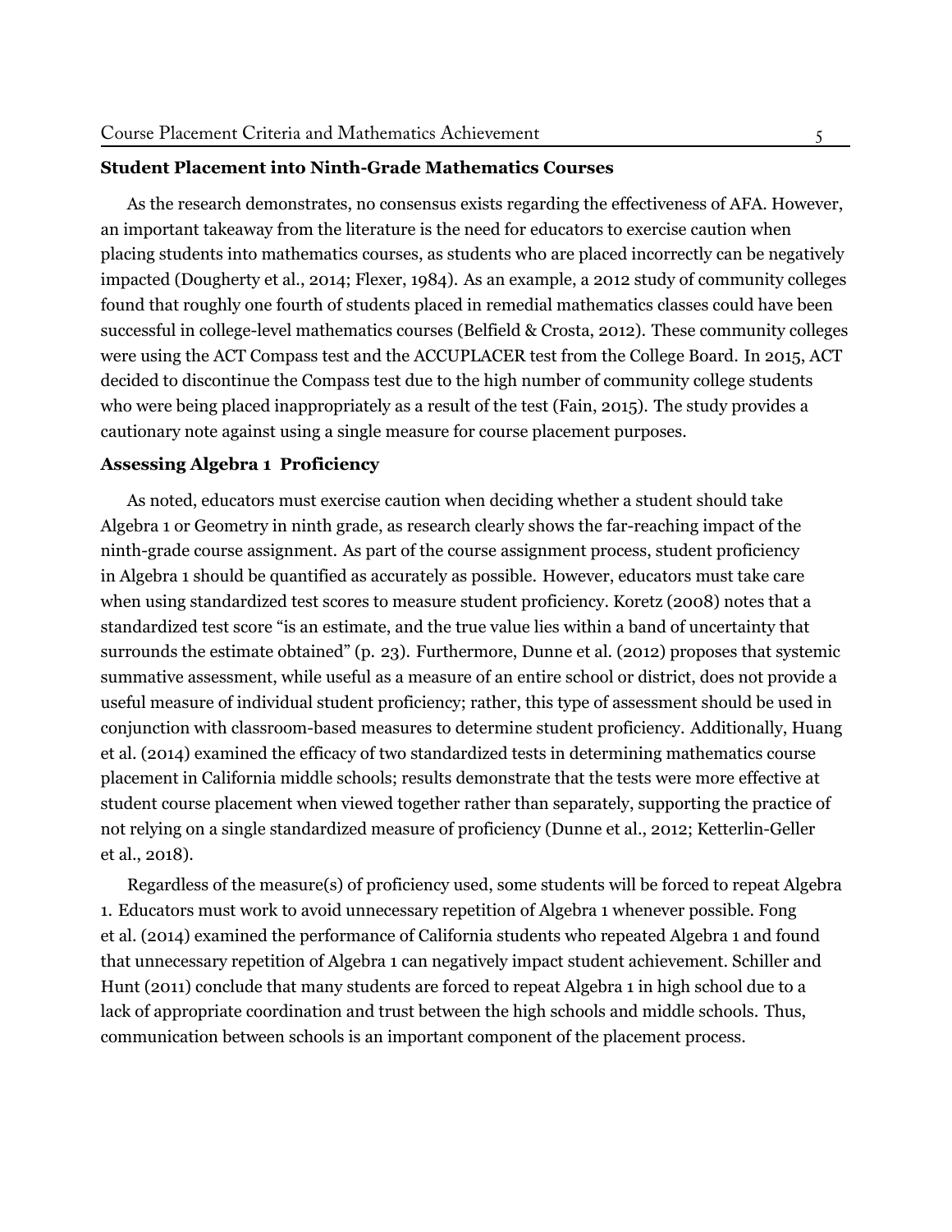### Student Placement into Ninth-Grade Mathematics Courses

As the research demonstrates, no consensus exists regarding the effectiveness of AFA. However, an important takeaway from the literature is the need for educators to exercise caution when placing students into mathematics courses, as students who are placed incorrectly can be negatively impacted (Dougherty et al., 2014; Flexer, 1984). As an example, a 2012 study of community colleges found that roughly one fourth of students placed in remedial mathematics classes could have been successful in college-level mathematics courses (Belfield & Crosta, 2012). These community colleges were using the ACT Compass test and the ACCUPLACER test from the College Board. In 2015, ACT decided to discontinue the Compass test due to the high number of community college students who were being placed inappropriately as a result of the test (Fain, 2015). The study provides a cautionary note against using a single measure for course placement purposes.

### Assessing Algebra 1 Proficiency

As noted, educators must exercise caution when deciding whether a student should take Algebra 1 or Geometry in ninth grade, as research clearly shows the far-reaching impact of the ninth-grade course assignment. As part of the course assignment process, student proficiency in Algebra 1 should be quantified as accurately as possible. However, educators must take care when using standardized test scores to measure student proficiency. Koretz (2008) notes that a standardized test score "is an estimate, and the true value lies within a band of uncertainty that surrounds the estimate obtained" (p. 23). Furthermore, Dunne et al. (2012) proposes that systemic summative assessment, while useful as a measure of an entire school or district, does not provide a useful measure of individual student proficiency; rather, this type of assessment should be used in conjunction with classroom-based measures to determine student proficiency. Additionally, Huang et al. (2014) examined the efficacy of two standardized tests in determining mathematics course placement in California middle schools; results demonstrate that the tests were more effective at student course placement when viewed together rather than separately, supporting the practice of not relying on a single standardized measure of proficiency (Dunne et al., 2012; Ketterlin-Geller et al., 2018).

Regardless of the measure(s) of proficiency used, some students will be forced to repeat Algebra 1. Educators must work to avoid unnecessary repetition of Algebra 1 whenever possible. Fong et al. (2014) examined the performance of California students who repeated Algebra 1 and found that unnecessary repetition of Algebra 1 can negatively impact student achievement. Schiller and Hunt (2011) conclude that many students are forced to repeat Algebra 1 in high school due to a lack of appropriate coordination and trust between the high schools and middle schools. Thus, communication between schools is an important component of the placement process.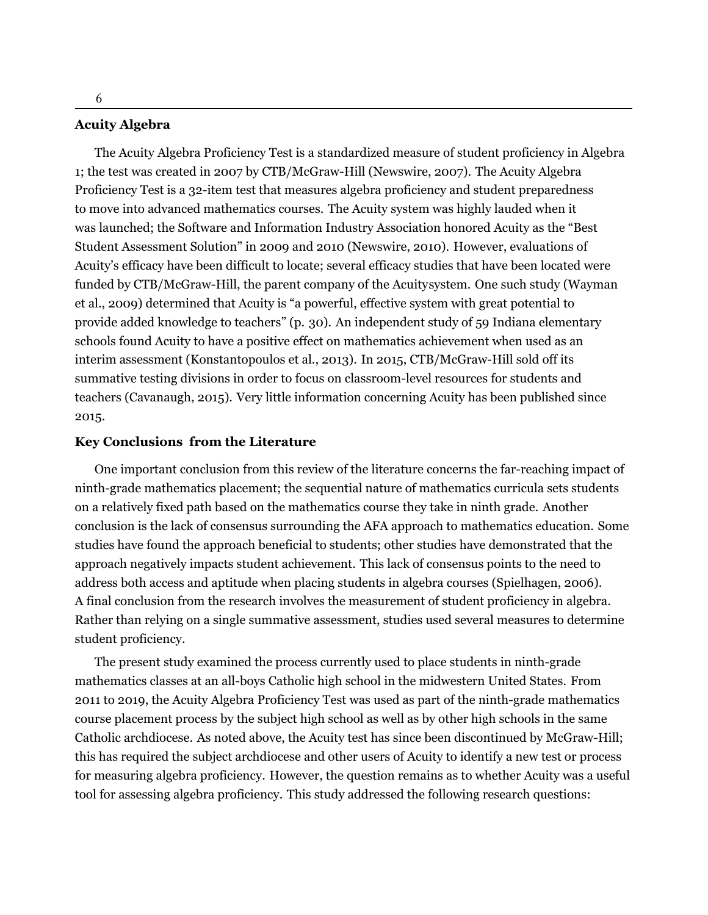## Acuity Algebra

The Acuity Algebra Proficiency Test is a standardized measure of student proficiency in Algebra 1; the test was created in 2007 by CTB/McGraw-Hill (Newswire, 2007). The Acuity Algebra Proficiency Test is a 32-item test that measures algebra proficiency and student preparedness to move into advanced mathematics courses. The Acuity system was highly lauded when it was launched; the Software and Information Industry Association honored Acuity as the "Best Student Assessment Solution" in 2009 and 2010 (Newswire, 2010). However, evaluations of Acuity's efficacy have been difficult to locate; several efficacy studies that have been located were funded by CTB/McGraw-Hill, the parent company of the Acuitysystem. One such study (Wayman et al., 2009) determined that Acuity is "a powerful, effective system with great potential to provide added knowledge to teachers" (p. 30). An independent study of 59 Indiana elementary schools found Acuity to have a positive effect on mathematics achievement when used as an interim assessment (Konstantopoulos et al., 2013). In 2015, CTB/McGraw-Hill sold off its summative testing divisions in order to focus on classroom-level resources for students and teachers (Cavanaugh, 2015). Very little information concerning Acuity has been published since 2015.

## Key Conclusions from the Literature

One important conclusion from this review of the literature concerns the far-reaching impact of ninth-grade mathematics placement; the sequential nature of mathematics curricula sets students on a relatively fixed path based on the mathematics course they take in ninth grade. Another conclusion is the lack of consensus surrounding the AFA approach to mathematics education. Some studies have found the approach beneficial to students; other studies have demonstrated that the approach negatively impacts student achievement. This lack of consensus points to the need to address both access and aptitude when placing students in algebra courses (Spielhagen, 2006). A final conclusion from the research involves the measurement of student proficiency in algebra. Rather than relying on a single summative assessment, studies used several measures to determine student proficiency.

The present study examined the process currently used to place students in ninth-grade mathematics classes at an all-boys Catholic high school in the midwestern United States. From 2011 to 2019, the Acuity Algebra Proficiency Test was used as part of the ninth-grade mathematics course placement process by the subject high school as well as by other high schools in the same Catholic archdiocese. As noted above, the Acuity test has since been discontinued by McGraw-Hill; this has required the subject archdiocese and other users of Acuity to identify a new test or process for measuring algebra proficiency. However, the question remains as to whether Acuity was a useful tool for assessing algebra proficiency. This study addressed the following research questions: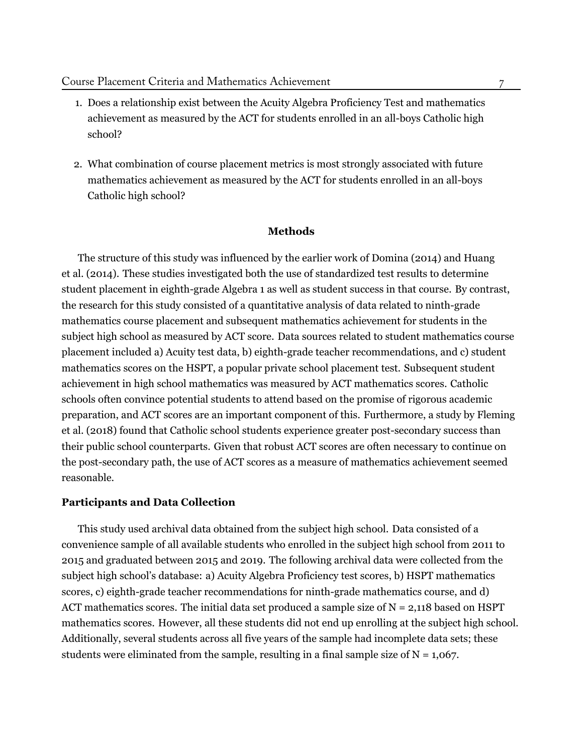1. Does a relationship exist between the Acuity Algebra Proficiency Test and mathematics achievement as measured by the ACT for students enrolled in an all-boys Catholic high school?

2. What combination of course placement metrics is most strongly associated with future mathematics achievement as measured by the ACT for students enrolled in an all-boys Catholic high school?

## Methods

The structure of this study was influenced by the earlier work of Domina (2014) and Huang et al. (2014). These studies investigated both the use of standardized test results to determine student placement in eighth-grade Algebra 1 as well as student success in that course. By contrast, the research for this study consisted of a quantitative analysis of data related to ninth-grade mathematics course placement and subsequent mathematics achievement for students in the subject high school as measured by ACT score. Data sources related to student mathematics course placement included a) Acuity test data, b) eighth-grade teacher recommendations, and c) student mathematics scores on the HSPT, a popular private school placement test. Subsequent student achievement in high school mathematics was measured by ACT mathematics scores. Catholic schools often convince potential students to attend based on the promise of rigorous academic preparation, and ACT scores are an important component of this. Furthermore, a study by Fleming et al. (2018) found that Catholic school students experience greater post-secondary success than their public school counterparts. Given that robust ACT scores are often necessary to continue on the post-secondary path, the use of ACT scores as a measure of mathematics achievement seemed reasonable.

### Participants and Data Collection

This study used archival data obtained from the subject high school. Data consisted of a convenience sample of all available students who enrolled in the subject high school from 2011 to 2015 and graduated between 2015 and 2019. The following archival data were collected from the subject high school's database: a) Acuity Algebra Proficiency test scores, b) HSPT mathematics scores, c) eighth-grade teacher recommendations for ninth-grade mathematics course, and d) ACT mathematics scores. The initial data set produced a sample size of N = 2,118 based on HSPT mathematics scores. However, all these students did not end up enrolling at the subject high school. Additionally, several students across all five years of the sample had incomplete data sets; these students were eliminated from the sample, resulting in a final sample size of N = 1,067.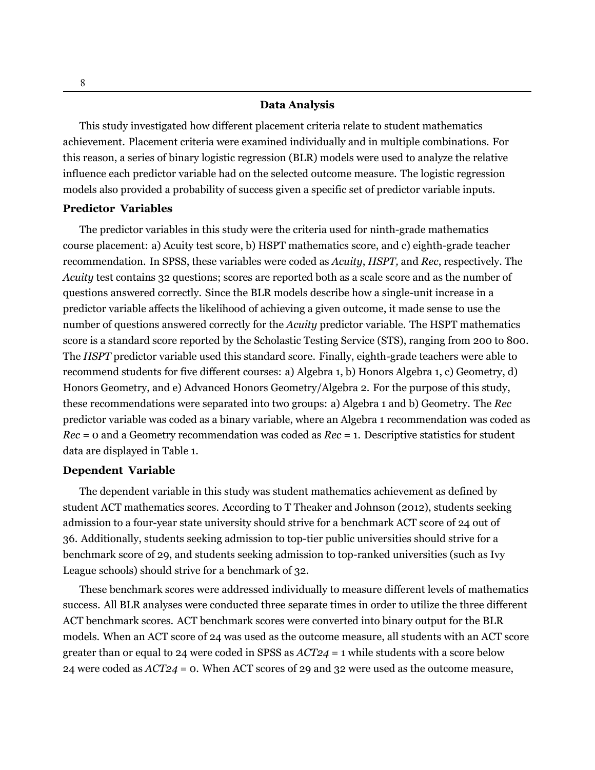## Data Analysis

This study investigated how different placement criteria relate to student mathematics achievement. Placement criteria were examined individually and in multiple combinations. For this reason, a series of binary logistic regression (BLR) models were used to analyze the relative influence each predictor variable had on the selected outcome measure. The logistic regression models also provided a probability of success given a specific set of predictor variable inputs.

### Predictor Variables

The predictor variables in this study were the criteria used for ninth-grade mathematics course placement: a) Acuity test score, b) HSPT mathematics score, and c) eighth-grade teacher recommendation. In SPSS, these variables were coded as *Acuity*, *HSPT,* and *Rec*, respectively. The *Acuity* test contains 32 questions; scores are reported both as a scale score and as the number of questions answered correctly. Since the BLR models describe how a single-unit increase in a predictor variable affects the likelihood of achieving a given outcome, it made sense to use the number of questions answered correctly for the *Acuity* predictor variable. The HSPT mathematics score is a standard score reported by the Scholastic Testing Service (STS), ranging from 200 to 800. The *HSPT* predictor variable used this standard score. Finally, eighth-grade teachers were able to recommend students for five different courses: a) Algebra 1, b) Honors Algebra 1, c) Geometry, d) Honors Geometry, and e) Advanced Honors Geometry/Algebra 2. For the purpose of this study, these recommendations were separated into two groups: a) Algebra 1 and b) Geometry. The *Rec* predictor variable was coded as a binary variable, where an Algebra 1 recommendation was coded as *Rec* = 0 and a Geometry recommendation was coded as *Rec* = 1. Descriptive statistics for student data are displayed in Table 1.

### Dependent Variable

The dependent variable in this study was student mathematics achievement as defined by student ACT mathematics scores. According to T Theaker and Johnson (2012), students seeking admission to a four-year state university should strive for a benchmark ACT score of 24 out of 36. Additionally, students seeking admission to top-tier public universities should strive for a benchmark score of 29, and students seeking admission to top-ranked universities (such as Ivy League schools) should strive for a benchmark of 32.

These benchmark scores were addressed individually to measure different levels of mathematics success. All BLR analyses were conducted three separate times in order to utilize the three different ACT benchmark scores. ACT benchmark scores were converted into binary output for the BLR models. When an ACT score of 24 was used as the outcome measure, all students with an ACT score greater than or equal to 24 were coded in SPSS as *ACT24* = 1 while students with a score below 24 were coded as *ACT24* = 0. When ACT scores of 29 and 32 were used as the outcome measure,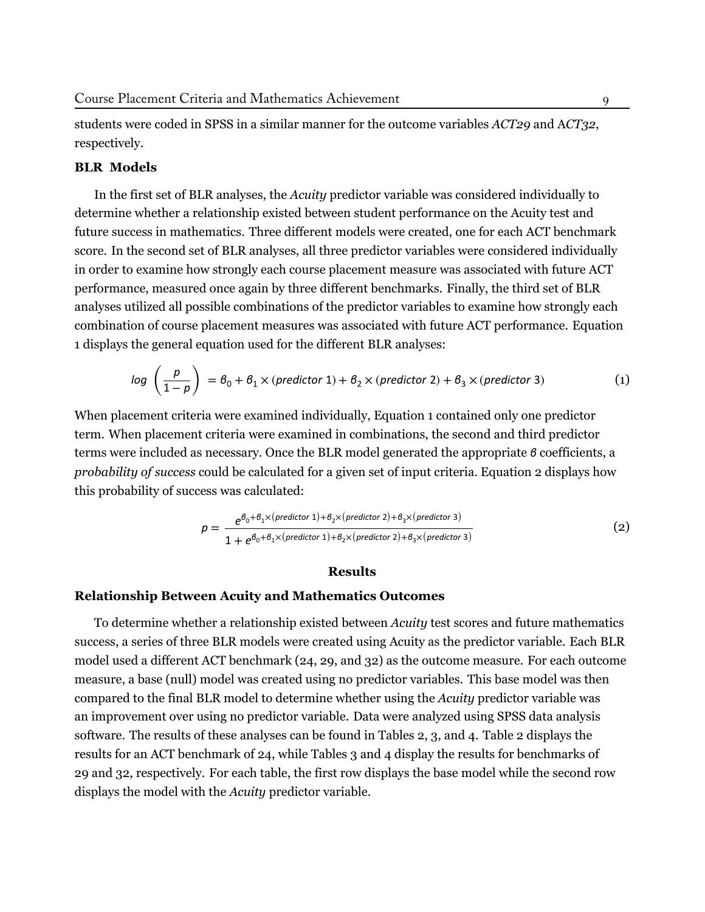students were coded in SPSS in a similar manner for the outcome variables *ACT29* and *ACT32*, respectively.

### BLR Models

In the first set of BLR analyses, the *Acuity* predictor variable was considered individually to determine whether a relationship existed between student performance on the Acuity test and future success in mathematics. Three different models were created, one for each ACT benchmark score. In the second set of BLR analyses, all three predictor variables were considered individually in order to examine how strongly each course placement measure was associated with future ACT performance, measured once again by three different benchmarks. Finally, the third set of BLR analyses utilized all possible combinations of the predictor variables to examine how strongly each combination of course placement measures was associated with future ACT performance. Equation 1 displays the general equation used for the different BLR analyses:

$$log\left(\frac{p}{1-p}\right) = \beta_0 + \beta_1 \times (predictor\ 1) + \beta_2 \times (predictor\ 2) + \beta_3 \times (predictor\ 3) \tag{1}$$

When placement criteria were examined individually, Equation 1 contained only one predictor term. When placement criteria were examined in combinations, the second and third predictor terms were included as necessary. Once the BLR model generated the appropriate $\beta$ coefficients, a *probability of success* could be calculated for a given set of input criteria. Equation 2 displays how this probability of success was calculated:

$$p = \frac{e^{\beta_0 + \beta_1 \times (predictor\ 1) + \beta_2 \times (predictor\ 2) + \beta_3 \times (predictor\ 3)}}{1 + e^{\beta_0 + \beta_1 \times (predictor\ 1) + \beta_2 \times (predictor\ 2) + \beta_3 \times (predictor\ 3)}} \tag{2}$$

## Results

### Relationship Between Acuity and Mathematics Outcomes

To determine whether a relationship existed between *Acuity* test scores and future mathematics success, a series of three BLR models were created using Acuity as the predictor variable. Each BLR model used a different ACT benchmark (24, 29, and 32) as the outcome measure. For each outcome measure, a base (null) model was created using no predictor variables. This base model was then compared to the final BLR model to determine whether using the *Acuity* predictor variable was an improvement over using no predictor variable. Data were analyzed using SPSS data analysis software. The results of these analyses can be found in Tables 2, 3, and 4. Table 2 displays the results for an ACT benchmark of 24, while Tables 3 and 4 display the results for benchmarks of 29 and 32, respectively. For each table, the first row displays the base model while the second row displays the model with the *Acuity* predictor variable.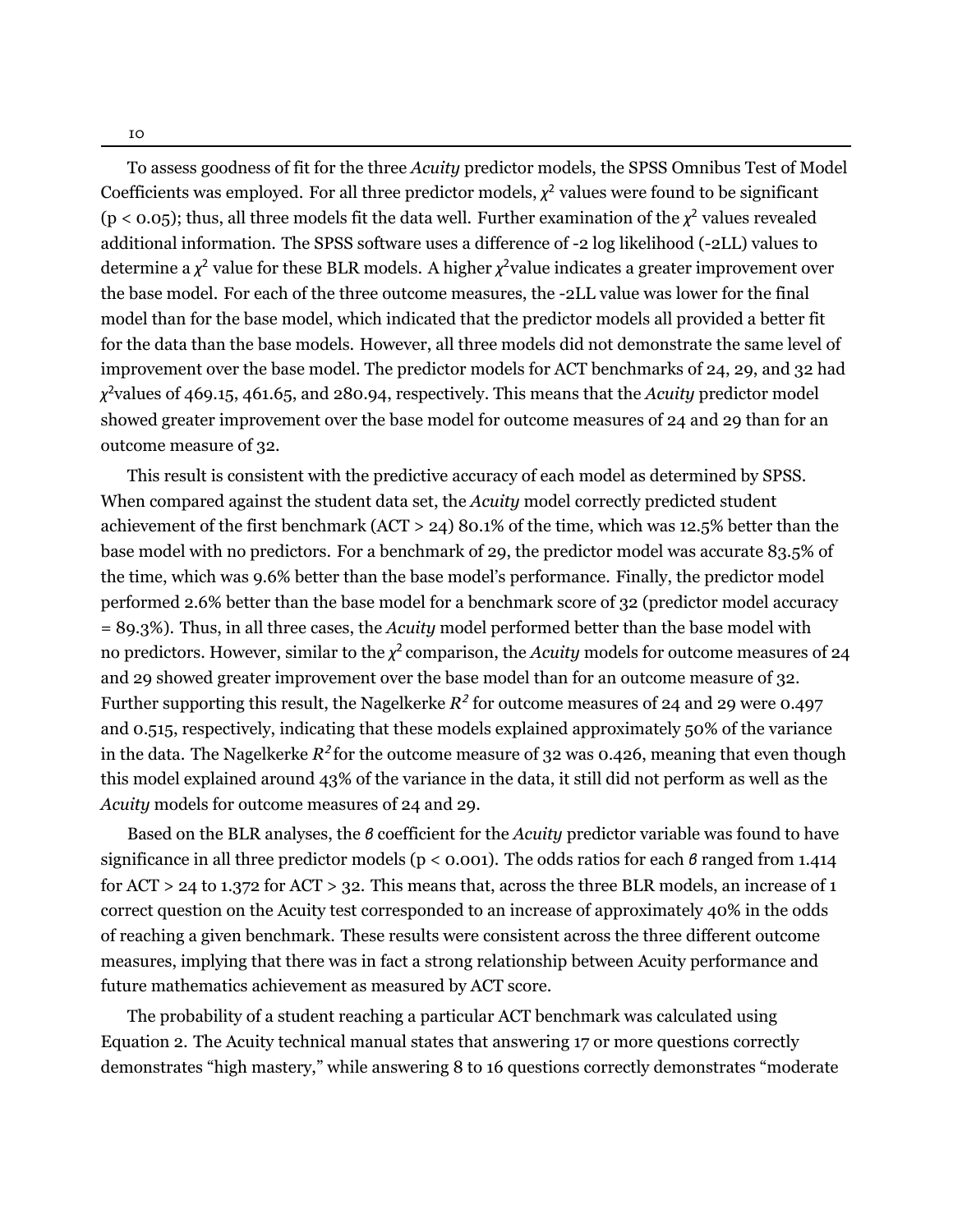To assess goodness of fit for the three *Acuity* predictor models, the SPSS Omnibus Test of Model Coefficients was employed. For all three predictor models, $\chi^2$ values were found to be significant ($p < 0.05$); thus, all three models fit the data well. Further examination of the $\chi^2$ values revealed additional information. The SPSS software uses a difference of -2 log likelihood (-2LL) values to determine a $\chi^2$ value for these BLR models. A higher $\chi^2$ value indicates a greater improvement over the base model. For each of the three outcome measures, the -2LL value was lower for the final model than for the base model, which indicated that the predictor models all provided a better fit for the data than the base models. However, all three models did not demonstrate the same level of improvement over the base model. The predictor models for ACT benchmarks of 24, 29, and 32 had $\chi^2$ values of 469.15, 461.65, and 280.94, respectively. This means that the *Acuity* predictor model showed greater improvement over the base model for outcome measures of 24 and 29 than for an outcome measure of 32.

This result is consistent with the predictive accuracy of each model as determined by SPSS. When compared against the student data set, the *Acuity* model correctly predicted student achievement of the first benchmark (ACT > 24) 80.1% of the time, which was 12.5% better than the base model with no predictors. For a benchmark of 29, the predictor model was accurate 83.5% of the time, which was 9.6% better than the base model's performance. Finally, the predictor model performed 2.6% better than the base model for a benchmark score of 32 (predictor model accuracy = 89.3%). Thus, in all three cases, the *Acuity* model performed better than the base model with no predictors. However, similar to the $\chi^2$ comparison, the *Acuity* models for outcome measures of 24 and 29 showed greater improvement over the base model than for an outcome measure of 32. Further supporting this result, the Nagelkerke $R^2$ for outcome measures of 24 and 29 were 0.497 and 0.515, respectively, indicating that these models explained approximately 50% of the variance in the data. The Nagelkerke $R^2$ for the outcome measure of 32 was 0.426, meaning that even though this model explained around 43% of the variance in the data, it still did not perform as well as the *Acuity* models for outcome measures of 24 and 29.

Based on the BLR analyses, the $\beta$ coefficient for the *Acuity* predictor variable was found to have significance in all three predictor models ($p < 0.001$). The odds ratios for each $\beta$ ranged from 1.414 for ACT > 24 to 1.372 for ACT > 32. This means that, across the three BLR models, an increase of 1 correct question on the Acuity test corresponded to an increase of approximately 40% in the odds of reaching a given benchmark. These results were consistent across the three different outcome measures, implying that there was in fact a strong relationship between Acuity performance and future mathematics achievement as measured by ACT score.

The probability of a student reaching a particular ACT benchmark was calculated using Equation 2. The Acuity technical manual states that answering 17 or more questions correctly demonstrates "high mastery," while answering 8 to 16 questions correctly demonstrates "moderate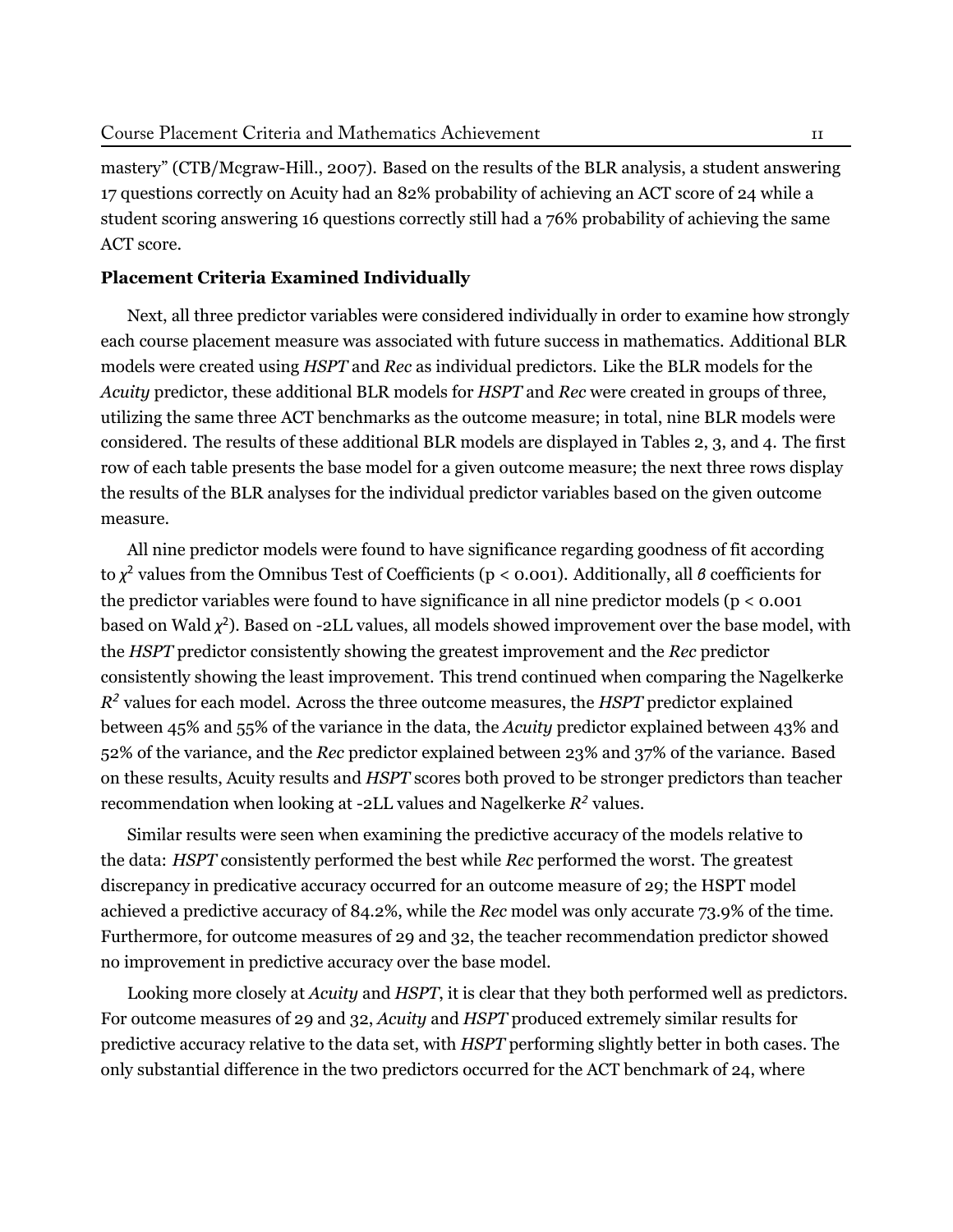mastery" (CTB/Mcgraw-Hill., 2007). Based on the results of the BLR analysis, a student answering 17 questions correctly on Acuity had an 82% probability of achieving an ACT score of 24 while a student scoring answering 16 questions correctly still had a 76% probability of achieving the same ACT score.

**Placement Criteria Examined Individually**

Next, all three predictor variables were considered individually in order to examine how strongly each course placement measure was associated with future success in mathematics. Additional BLR models were created using *HSPT* and *Rec* as individual predictors. Like the BLR models for the *Acuity* predictor, these additional BLR models for *HSPT* and *Rec* were created in groups of three, utilizing the same three ACT benchmarks as the outcome measure; in total, nine BLR models were considered. The results of these additional BLR models are displayed in Tables 2, 3, and 4. The first row of each table presents the base model for a given outcome measure; the next three rows display the results of the BLR analyses for the individual predictor variables based on the given outcome measure.

All nine predictor models were found to have significance regarding goodness of fit according to $\chi^2$ values from the Omnibus Test of Coefficients ($p < 0.001$). Additionally, all $\beta$ coefficients for the predictor variables were found to have significance in all nine predictor models ($p < 0.001$ based on Wald $\chi^2$). Based on -2LL values, all models showed improvement over the base model, with the *HSPT* predictor consistently showing the greatest improvement and the *Rec* predictor consistently showing the least improvement. This trend continued when comparing the Nagelkerke $R^2$ values for each model. Across the three outcome measures, the *HSPT* predictor explained between 45% and 55% of the variance in the data, the *Acuity* predictor explained between 43% and 52% of the variance, and the *Rec* predictor explained between 23% and 37% of the variance. Based on these results, Acuity results and *HSPT* scores both proved to be stronger predictors than teacher recommendation when looking at -2LL values and Nagelkerke $R^2$ values.

Similar results were seen when examining the predictive accuracy of the models relative to the data: *HSPT* consistently performed the best while *Rec* performed the worst. The greatest discrepancy in predicative accuracy occurred for an outcome measure of 29; the HSPT model achieved a predictive accuracy of 84.2%, while the *Rec* model was only accurate 73.9% of the time. Furthermore, for outcome measures of 29 and 32, the teacher recommendation predictor showed no improvement in predictive accuracy over the base model.

Looking more closely at *Acuity* and *HSPT*, it is clear that they both performed well as predictors. For outcome measures of 29 and 32, *Acuity* and *HSPT* produced extremely similar results for predictive accuracy relative to the data set, with *HSPT* performing slightly better in both cases. The only substantial difference in the two predictors occurred for the ACT benchmark of 24, where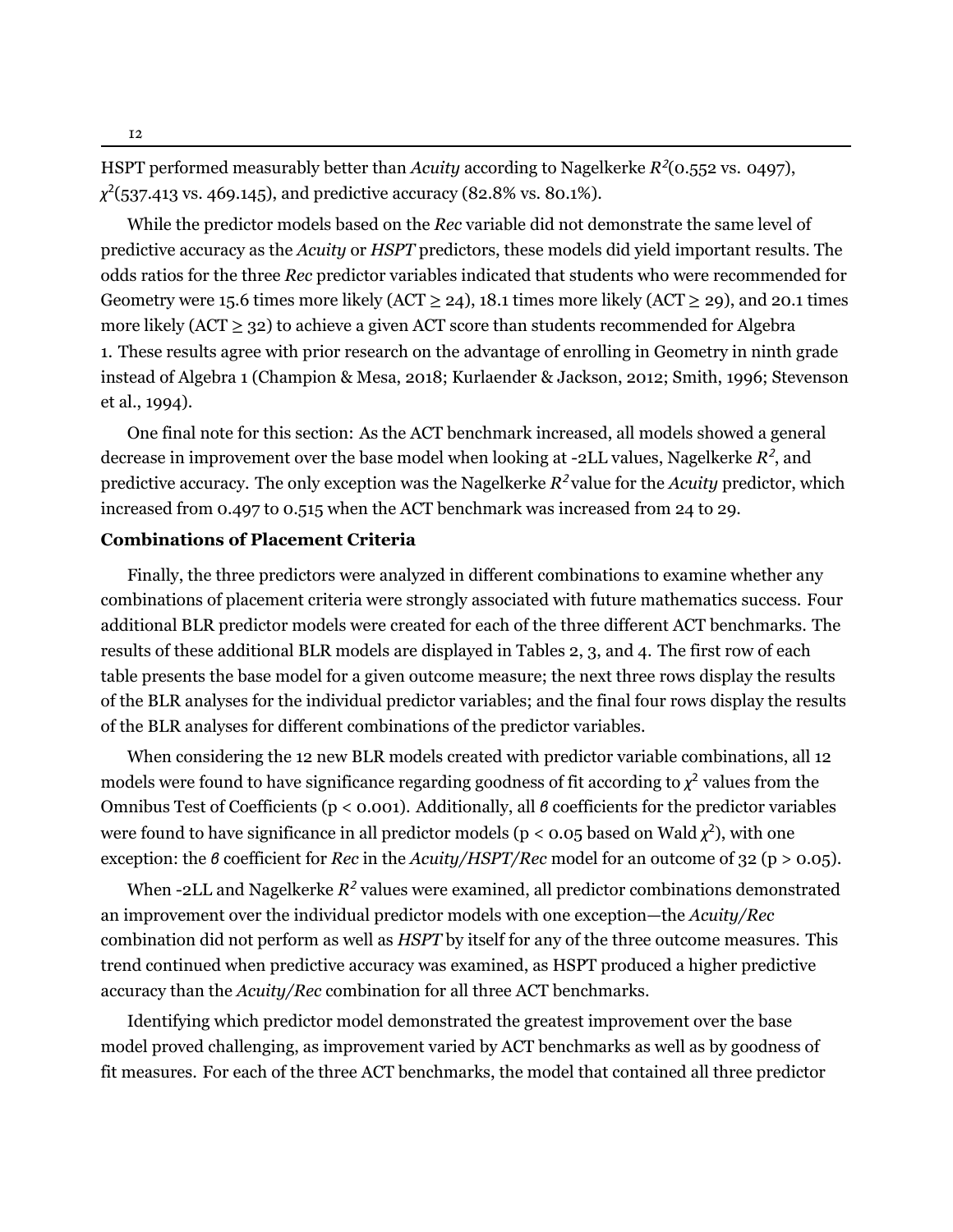HSPT performed measurably better than *Acuity* according to Nagelkerke $R^2$(0.552 vs. 0497), $\chi^2$(537.413 vs. 469.145), and predictive accuracy (82.8% vs. 80.1%).

While the predictor models based on the *Rec* variable did not demonstrate the same level of predictive accuracy as the *Acuity* or *HSPT* predictors, these models did yield important results. The odds ratios for the three *Rec* predictor variables indicated that students who were recommended for Geometry were 15.6 times more likely (ACT ≥ 24), 18.1 times more likely (ACT ≥ 29), and 20.1 times more likely (ACT ≥ 32) to achieve a given ACT score than students recommended for Algebra 1. These results agree with prior research on the advantage of enrolling in Geometry in ninth grade instead of Algebra 1 (Champion & Mesa, 2018; Kurlaender & Jackson, 2012; Smith, 1996; Stevenson et al., 1994).

One final note for this section: As the ACT benchmark increased, all models showed a general decrease in improvement over the base model when looking at -2LL values, Nagelkerke $R^2$, and predictive accuracy. The only exception was the Nagelkerke $R^2$ value for the *Acuity* predictor, which increased from 0.497 to 0.515 when the ACT benchmark was increased from 24 to 29.

**Combinations of Placement Criteria**

Finally, the three predictors were analyzed in different combinations to examine whether any combinations of placement criteria were strongly associated with future mathematics success. Four additional BLR predictor models were created for each of the three different ACT benchmarks. The results of these additional BLR models are displayed in Tables 2, 3, and 4. The first row of each table presents the base model for a given outcome measure; the next three rows display the results of the BLR analyses for the individual predictor variables; and the final four rows display the results of the BLR analyses for different combinations of the predictor variables.

When considering the 12 new BLR models created with predictor variable combinations, all 12 models were found to have significance regarding goodness of fit according to $\chi^2$ values from the Omnibus Test of Coefficients ($p < 0.001$). Additionally, all $\beta$ coefficients for the predictor variables were found to have significance in all predictor models ($p < 0.05$ based on Wald $\chi^2$), with one exception: the $\beta$ coefficient for *Rec* in the *Acuity/HSPT/Rec* model for an outcome of 32 ($p > 0.05$).

When -2LL and Nagelkerke $R^2$ values were examined, all predictor combinations demonstrated an improvement over the individual predictor models with one exception—the *Acuity/Rec* combination did not perform as well as *HSPT* by itself for any of the three outcome measures. This trend continued when predictive accuracy was examined, as HSPT produced a higher predictive accuracy than the *Acuity/Rec* combination for all three ACT benchmarks.

Identifying which predictor model demonstrated the greatest improvement over the base model proved challenging, as improvement varied by ACT benchmarks as well as by goodness of fit measures. For each of the three ACT benchmarks, the model that contained all three predictor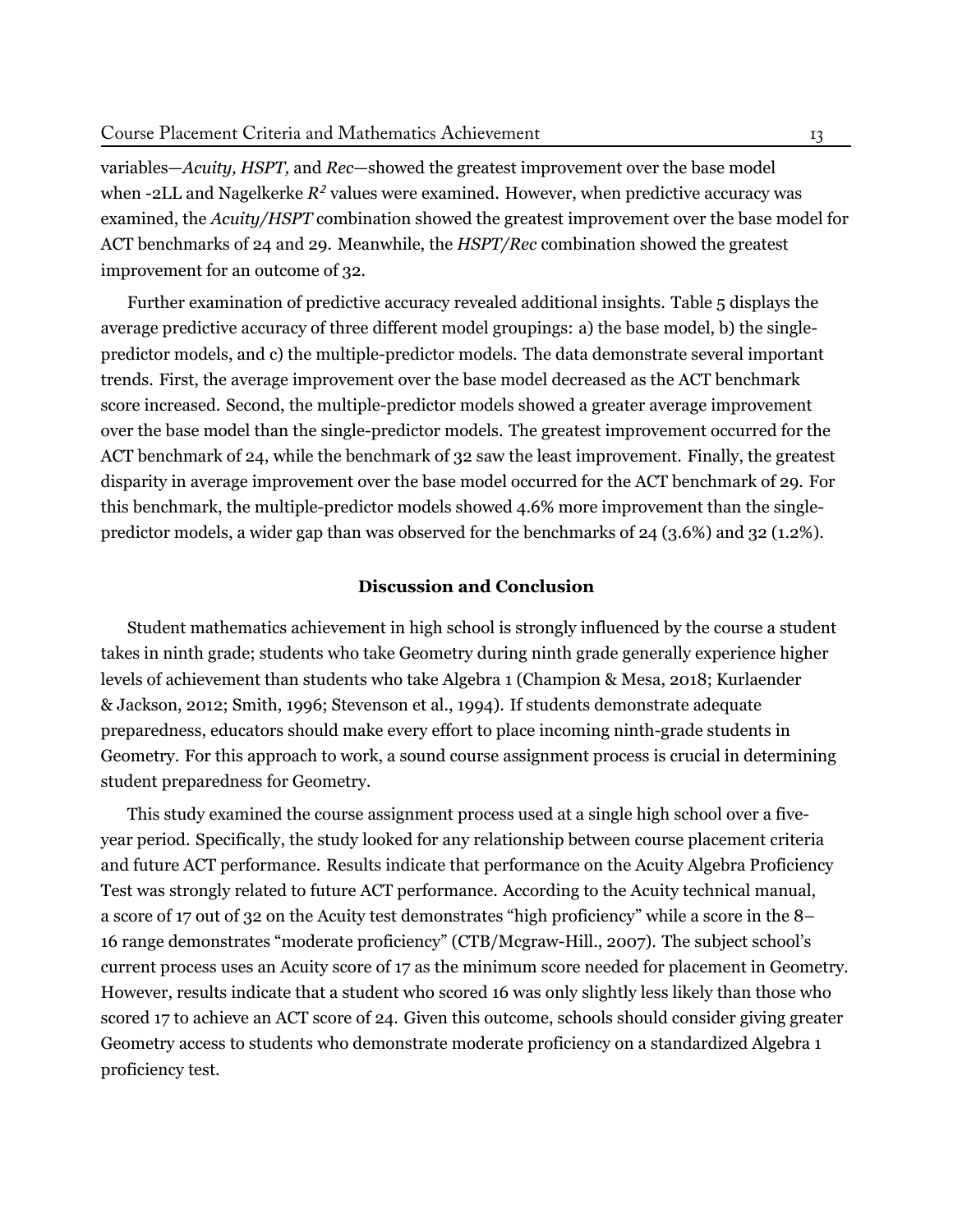variables—*Acuity, HSPT,* and *Rec*—showed the greatest improvement over the base model when -2LL and Nagelkerke $R^2$ values were examined. However, when predictive accuracy was examined, the *Acuity/HSPT* combination showed the greatest improvement over the base model for ACT benchmarks of 24 and 29. Meanwhile, the *HSPT/Rec* combination showed the greatest improvement for an outcome of 32.

Further examination of predictive accuracy revealed additional insights. Table 5 displays the average predictive accuracy of three different model groupings: a) the base model, b) the single-predictor models, and c) the multiple-predictor models. The data demonstrate several important trends. First, the average improvement over the base model decreased as the ACT benchmark score increased. Second, the multiple-predictor models showed a greater average improvement over the base model than the single-predictor models. The greatest improvement occurred for the ACT benchmark of 24, while the benchmark of 32 saw the least improvement. Finally, the greatest disparity in average improvement over the base model occurred for the ACT benchmark of 29. For this benchmark, the multiple-predictor models showed 4.6% more improvement than the single-predictor models, a wider gap than was observed for the benchmarks of 24 (3.6%) and 32 (1.2%).

## Discussion and Conclusion

Student mathematics achievement in high school is strongly influenced by the course a student takes in ninth grade; students who take Geometry during ninth grade generally experience higher levels of achievement than students who take Algebra 1 (Champion & Mesa, 2018; Kurlaender & Jackson, 2012; Smith, 1996; Stevenson et al., 1994). If students demonstrate adequate preparedness, educators should make every effort to place incoming ninth-grade students in Geometry. For this approach to work, a sound course assignment process is crucial in determining student preparedness for Geometry.

This study examined the course assignment process used at a single high school over a five-year period. Specifically, the study looked for any relationship between course placement criteria and future ACT performance. Results indicate that performance on the Acuity Algebra Proficiency Test was strongly related to future ACT performance. According to the Acuity technical manual, a score of 17 out of 32 on the Acuity test demonstrates "high proficiency" while a score in the 8–16 range demonstrates "moderate proficiency" (CTB/Mcgraw-Hill., 2007). The subject school's current process uses an Acuity score of 17 as the minimum score needed for placement in Geometry. However, results indicate that a student who scored 16 was only slightly less likely than those who scored 17 to achieve an ACT score of 24. Given this outcome, schools should consider giving greater Geometry access to students who demonstrate moderate proficiency on a standardized Algebra 1 proficiency test.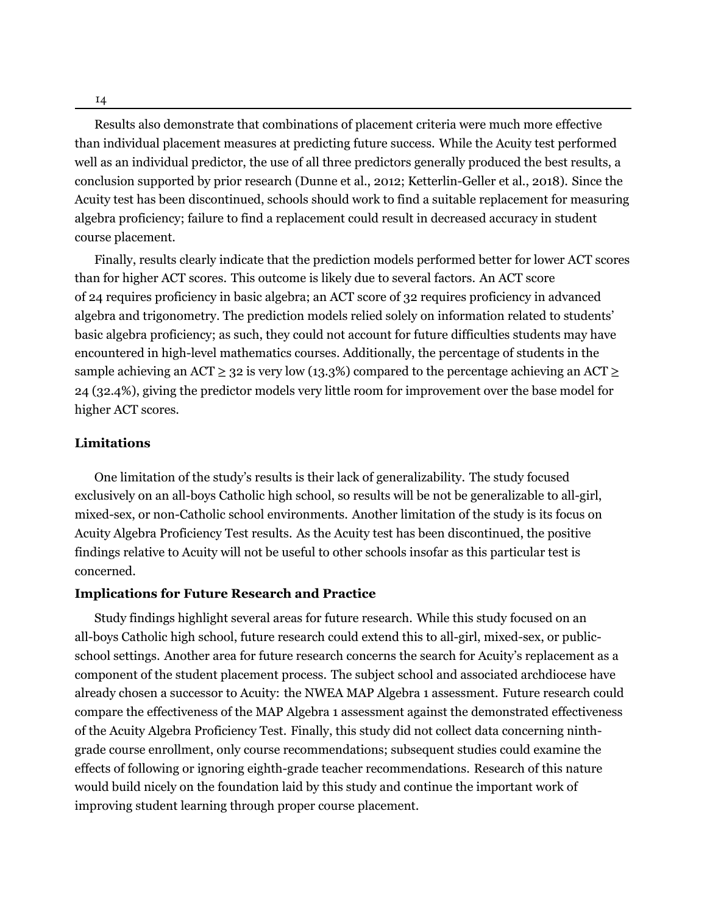Results also demonstrate that combinations of placement criteria were much more effective than individual placement measures at predicting future success. While the Acuity test performed well as an individual predictor, the use of all three predictors generally produced the best results, a conclusion supported by prior research (Dunne et al., 2012; Ketterlin-Geller et al., 2018). Since the Acuity test has been discontinued, schools should work to find a suitable replacement for measuring algebra proficiency; failure to find a replacement could result in decreased accuracy in student course placement.

Finally, results clearly indicate that the prediction models performed better for lower ACT scores than for higher ACT scores. This outcome is likely due to several factors. An ACT score of 24 requires proficiency in basic algebra; an ACT score of 32 requires proficiency in advanced algebra and trigonometry. The prediction models relied solely on information related to students' basic algebra proficiency; as such, they could not account for future difficulties students may have encountered in high-level mathematics courses. Additionally, the percentage of students in the sample achieving an ACT $\geq$ 32 is very low (13.3%) compared to the percentage achieving an ACT $\geq$ 24 (32.4%), giving the predictor models very little room for improvement over the base model for higher ACT scores.

### Limitations

One limitation of the study's results is their lack of generalizability. The study focused exclusively on an all-boys Catholic high school, so results will be not be generalizable to all-girl, mixed-sex, or non-Catholic school environments. Another limitation of the study is its focus on Acuity Algebra Proficiency Test results. As the Acuity test has been discontinued, the positive findings relative to Acuity will not be useful to other schools insofar as this particular test is concerned.

### Implications for Future Research and Practice

Study findings highlight several areas for future research. While this study focused on an all-boys Catholic high school, future research could extend this to all-girl, mixed-sex, or public-school settings. Another area for future research concerns the search for Acuity's replacement as a component of the student placement process. The subject school and associated archdiocese have already chosen a successor to Acuity: the NWEA MAP Algebra 1 assessment. Future research could compare the effectiveness of the MAP Algebra 1 assessment against the demonstrated effectiveness of the Acuity Algebra Proficiency Test. Finally, this study did not collect data concerning ninth-grade course enrollment, only course recommendations; subsequent studies could examine the effects of following or ignoring eighth-grade teacher recommendations. Research of this nature would build nicely on the foundation laid by this study and continue the important work of improving student learning through proper course placement.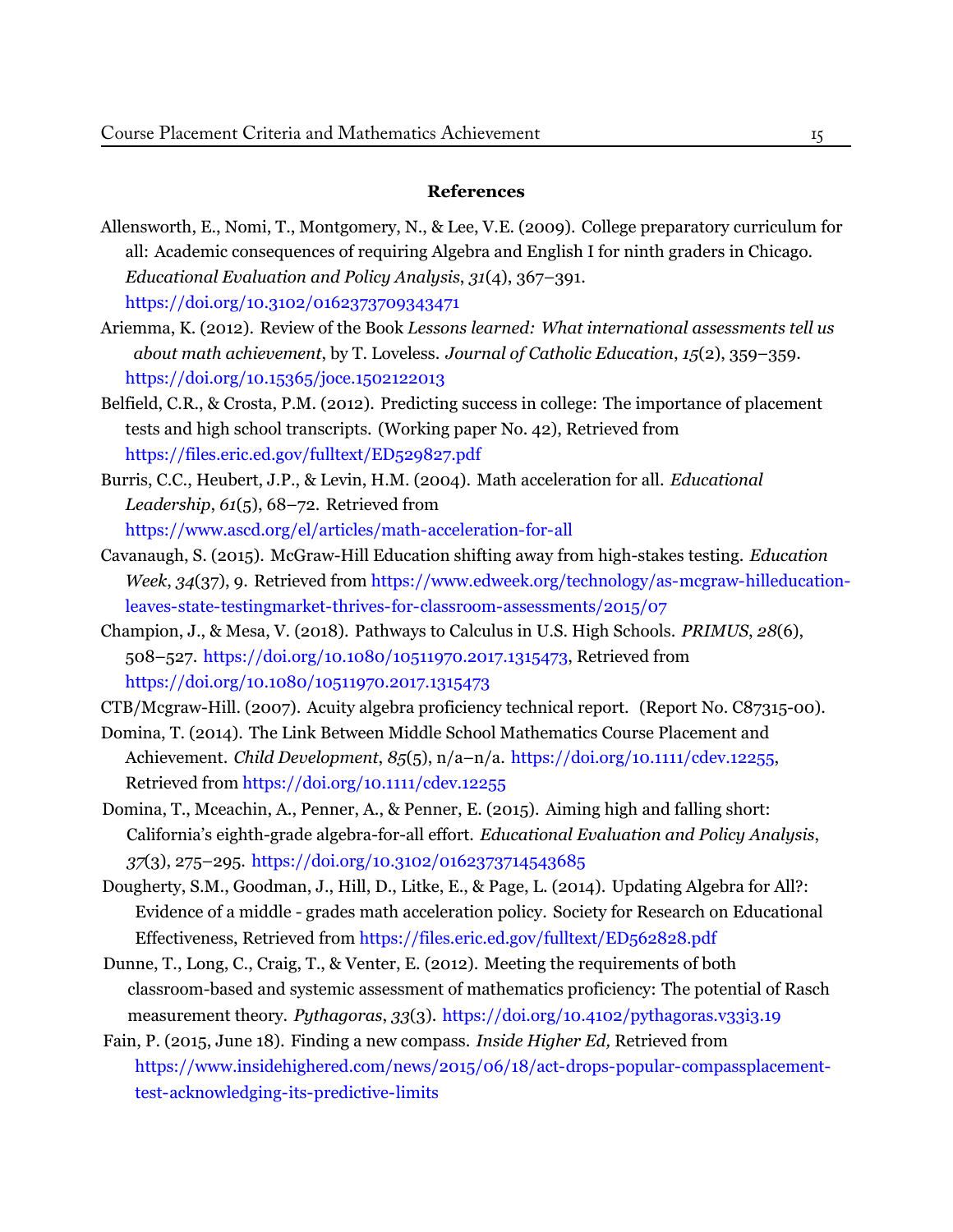## References

Allensworth, E., Nomi, T., Montgomery, N., & Lee, V.E. (2009). College preparatory curriculum for all: Academic consequences of requiring Algebra and English I for ninth graders in Chicago. *Educational Evaluation and Policy Analysis*, *31*(4), 367–391. https://doi.org/10.3102/0162373709343471

Ariemma, K. (2012). Review of the Book *Lessons learned: What international assessments tell us about math achievement*, by T. Loveless. *Journal of Catholic Education*, *15*(2), 359–359. https://doi.org/10.15365/joce.1502122013

Belfield, C.R., & Crosta, P.M. (2012). Predicting success in college: The importance of placement tests and high school transcripts. (Working paper No. 42), Retrieved from https://files.eric.ed.gov/fulltext/ED529827.pdf

Burris, C.C., Heubert, J.P., & Levin, H.M. (2004). Math acceleration for all. *Educational Leadership*, *61*(5), 68–72. Retrieved from https://www.ascd.org/el/articles/math-acceleration-for-all

Cavanaugh, S. (2015). McGraw-Hill Education shifting away from high-stakes testing. *Education Week*, *34*(37), 9. Retrieved from https://www.edweek.org/technology/as-mcgraw-hilleducation-leaves-state-testingmarket-thrives-for-classroom-assessments/2015/07

Champion, J., & Mesa, V. (2018). Pathways to Calculus in U.S. High Schools. *PRIMUS*, *28*(6), 508–527. https://doi.org/10.1080/10511970.2017.1315473, Retrieved from https://doi.org/10.1080/10511970.2017.1315473

CTB/Mcgraw-Hill. (2007). Acuity algebra proficiency technical report. (Report No. C87315-00).

Domina, T. (2014). The Link Between Middle School Mathematics Course Placement and Achievement. *Child Development*, *85*(5), n/a–n/a. https://doi.org/10.1111/cdev.12255, Retrieved from https://doi.org/10.1111/cdev.12255

Domina, T., Mceachin, A., Penner, A., & Penner, E. (2015). Aiming high and falling short: California's eighth-grade algebra-for-all effort. *Educational Evaluation and Policy Analysis*, *37*(3), 275–295. https://doi.org/10.3102/0162373714543685

Dougherty, S.M., Goodman, J., Hill, D., Litke, E., & Page, L. (2014). Updating Algebra for All?: Evidence of a middle - grades math acceleration policy. Society for Research on Educational Effectiveness, Retrieved from https://files.eric.ed.gov/fulltext/ED562828.pdf

Dunne, T., Long, C., Craig, T., & Venter, E. (2012). Meeting the requirements of both classroom-based and systemic assessment of mathematics proficiency: The potential of Rasch measurement theory. *Pythagoras*, *33*(3). https://doi.org/10.4102/pythagoras.v33i3.19

Fain, P. (2015, June 18). Finding a new compass. *Inside Higher Ed,* Retrieved from https://www.insidehighered.com/news/2015/06/18/act-drops-popular-compassplacement-test-acknowledging-its-predictive-limits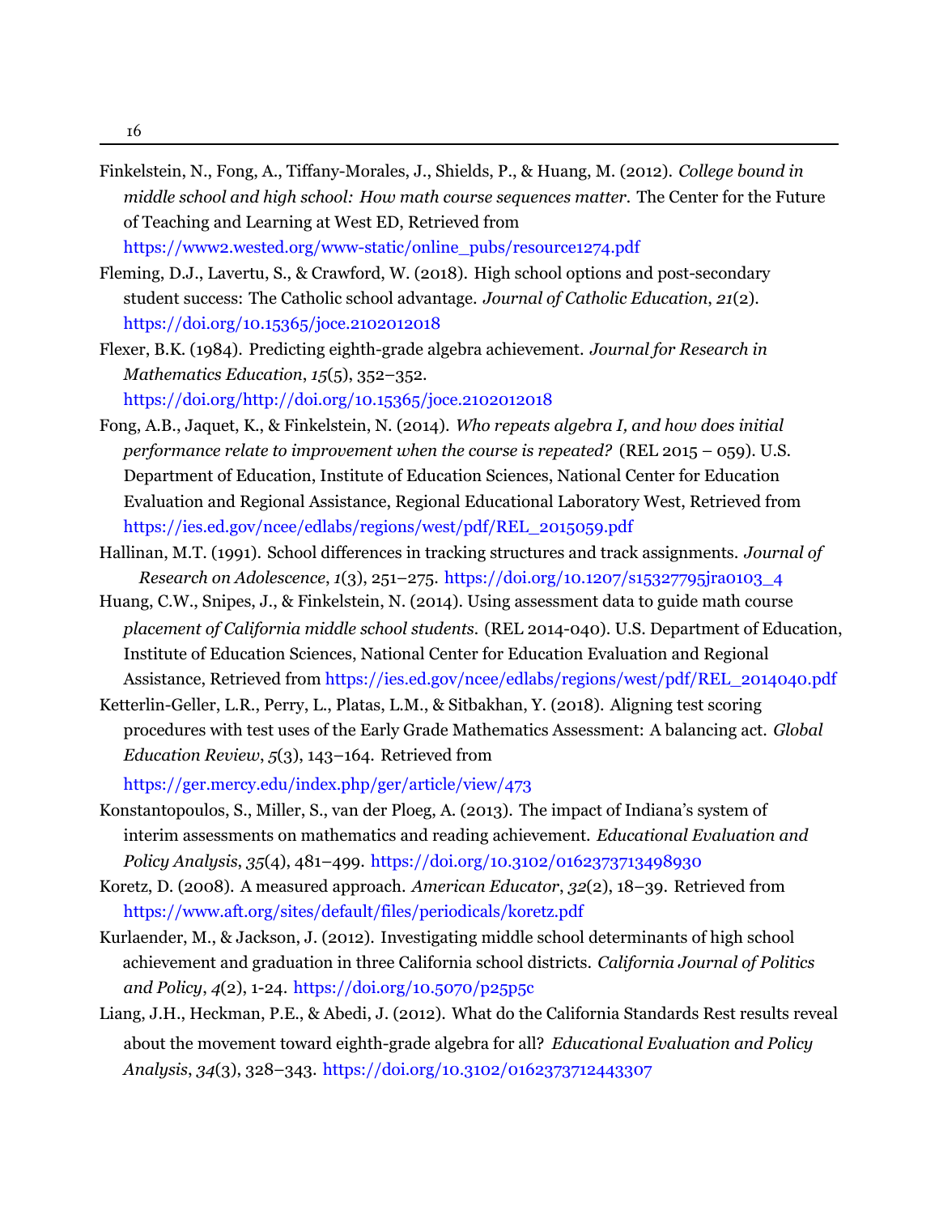Finkelstein, N., Fong, A., Tiffany-Morales, J., Shields, P., & Huang, M. (2012). *College bound in middle school and high school: How math course sequences matter.* The Center for the Future of Teaching and Learning at West ED, Retrieved from https://www2.wested.org/www-static/online_pubs/resource1274.pdf

Fleming, D.J., Lavertu, S., & Crawford, W. (2018). High school options and post-secondary student success: The Catholic school advantage. *Journal of Catholic Education*, *21*(2). https://doi.org/10.15365/joce.2102012018

Flexer, B.K. (1984). Predicting eighth-grade algebra achievement. *Journal for Research in Mathematics Education*, *15*(5), 352–352. https://doi.org/http://doi.org/10.15365/joce.2102012018

Fong, A.B., Jaquet, K., & Finkelstein, N. (2014). *Who repeats algebra I, and how does initial performance relate to improvement when the course is repeated?* (REL 2015 – 059). U.S. Department of Education, Institute of Education Sciences, National Center for Education Evaluation and Regional Assistance, Regional Educational Laboratory West, Retrieved from https://ies.ed.gov/ncee/edlabs/regions/west/pdf/REL_2015059.pdf

Hallinan, M.T. (1991). School differences in tracking structures and track assignments. *Journal of Research on Adolescence*, *1*(3), 251–275. https://doi.org/10.1207/s15327795jra0103_4

Huang, C.W., Snipes, J., & Finkelstein, N. (2014). Using assessment data to guide math course *placement of California middle school students.* (REL 2014-040). U.S. Department of Education, Institute of Education Sciences, National Center for Education Evaluation and Regional Assistance, Retrieved from https://ies.ed.gov/ncee/edlabs/regions/west/pdf/REL_2014040.pdf

Ketterlin-Geller, L.R., Perry, L., Platas, L.M., & Sitbakhan, Y. (2018). Aligning test scoring procedures with test uses of the Early Grade Mathematics Assessment: A balancing act. *Global Education Review*, *5*(3), 143–164. Retrieved from https://ger.mercy.edu/index.php/ger/article/view/473

Konstantopoulos, S., Miller, S., van der Ploeg, A. (2013). The impact of Indiana's system of interim assessments on mathematics and reading achievement. *Educational Evaluation and Policy Analysis*, *35*(4), 481–499. https://doi.org/10.3102/0162373713498930

Koretz, D. (2008). A measured approach. *American Educator*, *32*(2), 18–39. Retrieved from https://www.aft.org/sites/default/files/periodicals/koretz.pdf

Kurlaender, M., & Jackson, J. (2012). Investigating middle school determinants of high school achievement and graduation in three California school districts. *California Journal of Politics and Policy*, *4*(2), 1-24. https://doi.org/10.5070/p25p5c

Liang, J.H., Heckman, P.E., & Abedi, J. (2012). What do the California Standards Rest results reveal about the movement toward eighth-grade algebra for all? *Educational Evaluation and Policy Analysis*, *34*(3), 328–343. https://doi.org/10.3102/0162373712443307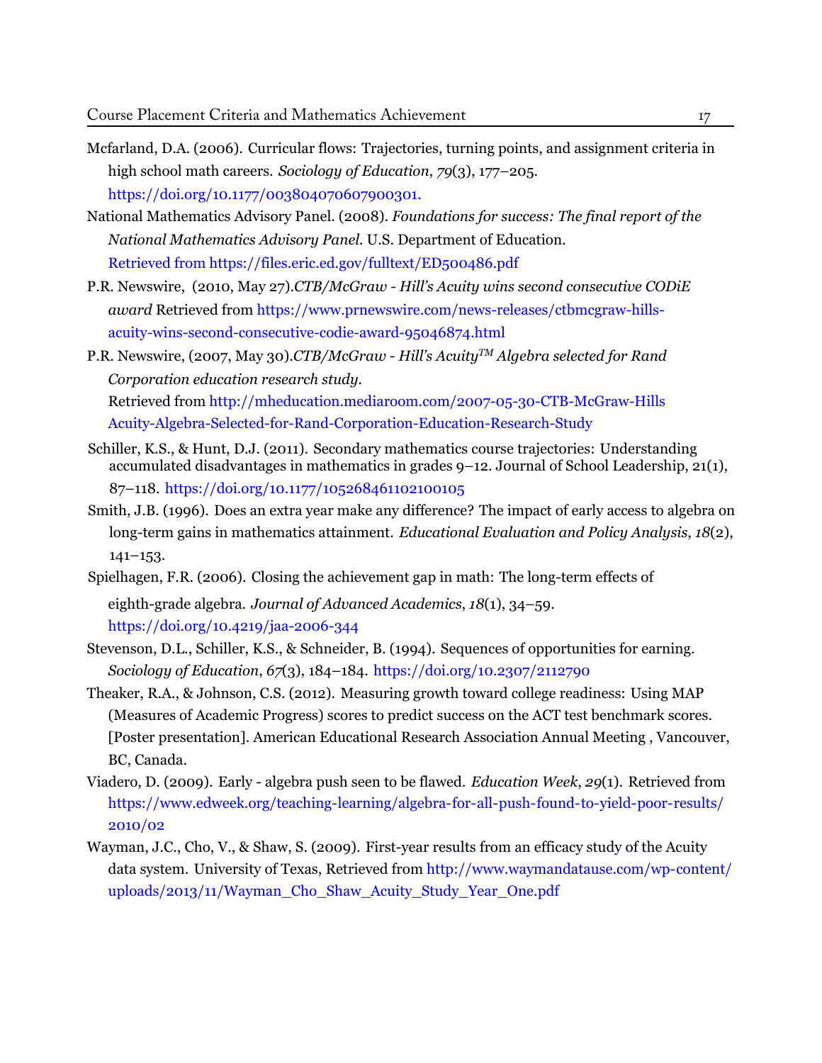Mcfarland, D.A. (2006). Curricular flows: Trajectories, turning points, and assignment criteria in high school math careers. *Sociology of Education*, *79*(3), 177–205. https://doi.org/10.1177/003804070607900301.

National Mathematics Advisory Panel. (2008). *Foundations for success: The final report of the National Mathematics Advisory Panel*. U.S. Department of Education. Retrieved from https://files.eric.ed.gov/fulltext/ED500486.pdf

P.R. Newswire, (2010, May 27).*CTB/McGraw - Hill's Acuity wins second consecutive CODiE award* Retrieved from https://www.prnewswire.com/news-releases/ctbmcgraw-hills-acuity-wins-second-consecutive-codie-award-95046874.html

P.R. Newswire, (2007, May 30).*CTB/McGraw - Hill's AcuityTM Algebra selected for Rand Corporation education research study*. Retrieved from http://mheducation.mediaroom.com/2007-05-30-CTB-McGraw-Hills Acuity-Algebra-Selected-for-Rand-Corporation-Education-Research-Study

Schiller, K.S., & Hunt, D.J. (2011). Secondary mathematics course trajectories: Understanding accumulated disadvantages in mathematics in grades 9–12. Journal of School Leadership, 21(1), 87–118. https://doi.org/10.1177/105268461102100105

Smith, J.B. (1996). Does an extra year make any difference? The impact of early access to algebra on long-term gains in mathematics attainment. *Educational Evaluation and Policy Analysis*, *18*(2), 141–153.

Spielhagen, F.R. (2006). Closing the achievement gap in math: The long-term effects of eighth-grade algebra. *Journal of Advanced Academics*, *18*(1), 34–59. https://doi.org/10.4219/jaa-2006-344

Stevenson, D.L., Schiller, K.S., & Schneider, B. (1994). Sequences of opportunities for earning. *Sociology of Education*, *67*(3), 184–184. https://doi.org/10.2307/2112790

Theaker, R.A., & Johnson, C.S. (2012). Measuring growth toward college readiness: Using MAP (Measures of Academic Progress) scores to predict success on the ACT test benchmark scores. [Poster presentation]. American Educational Research Association Annual Meeting , Vancouver, BC, Canada.

Viadero, D. (2009). Early - algebra push seen to be flawed. *Education Week*, *29*(1). Retrieved from https://www.edweek.org/teaching-learning/algebra-for-all-push-found-to-yield-poor-results/2010/02

Wayman, J.C., Cho, V., & Shaw, S. (2009). First-year results from an efficacy study of the Acuity data system. University of Texas, Retrieved from http://www.waymandatause.com/wp-content/uploads/2013/11/Wayman_Cho_Shaw_Acuity_Study_Year_One.pdf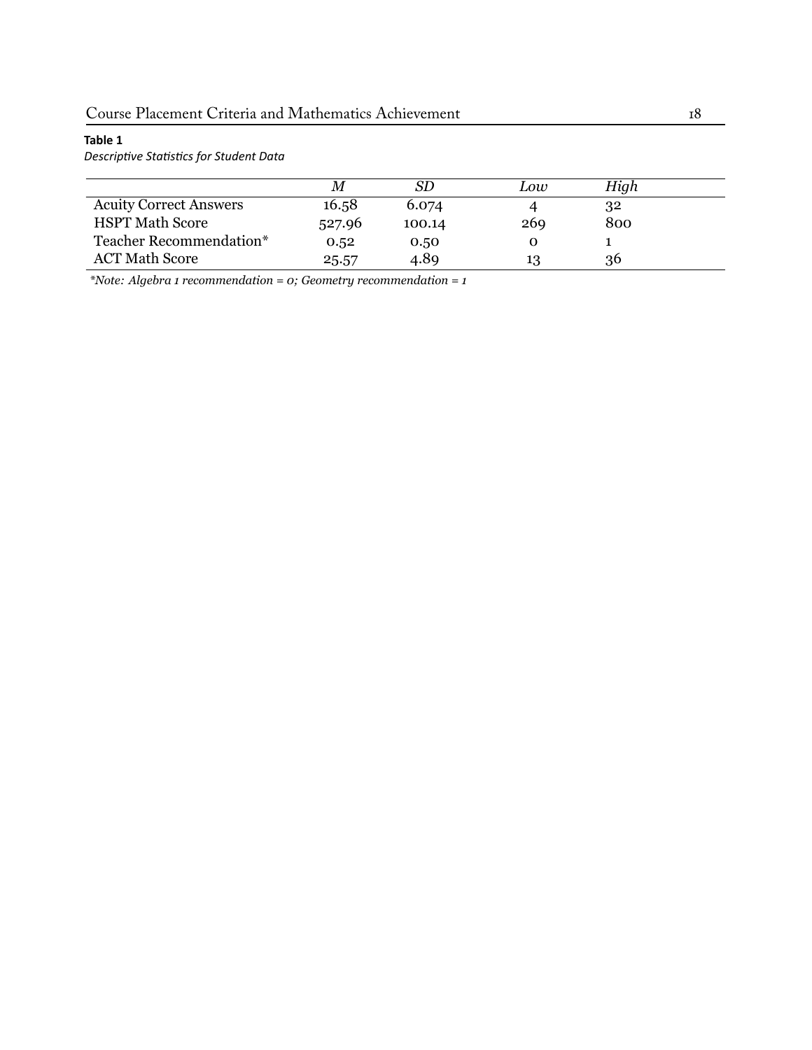**Table 1**

*Descriptive Statistics for Student Data*

| | *M* | *SD* | *Low* | *High* |
|---|---|---|---|---|
| Acuity Correct Answers | 16.58 | 6.074 | 4 | 32 |
| HSPT Math Score | 527.96 | 100.14 | 269 | 800 |
| Teacher Recommendation* | 0.52 | 0.50 | 0 | 1 |
| ACT Math Score | 25.57 | 4.89 | 13 | 36 |

*\*Note: Algebra 1 recommendation = 0; Geometry recommendation = 1*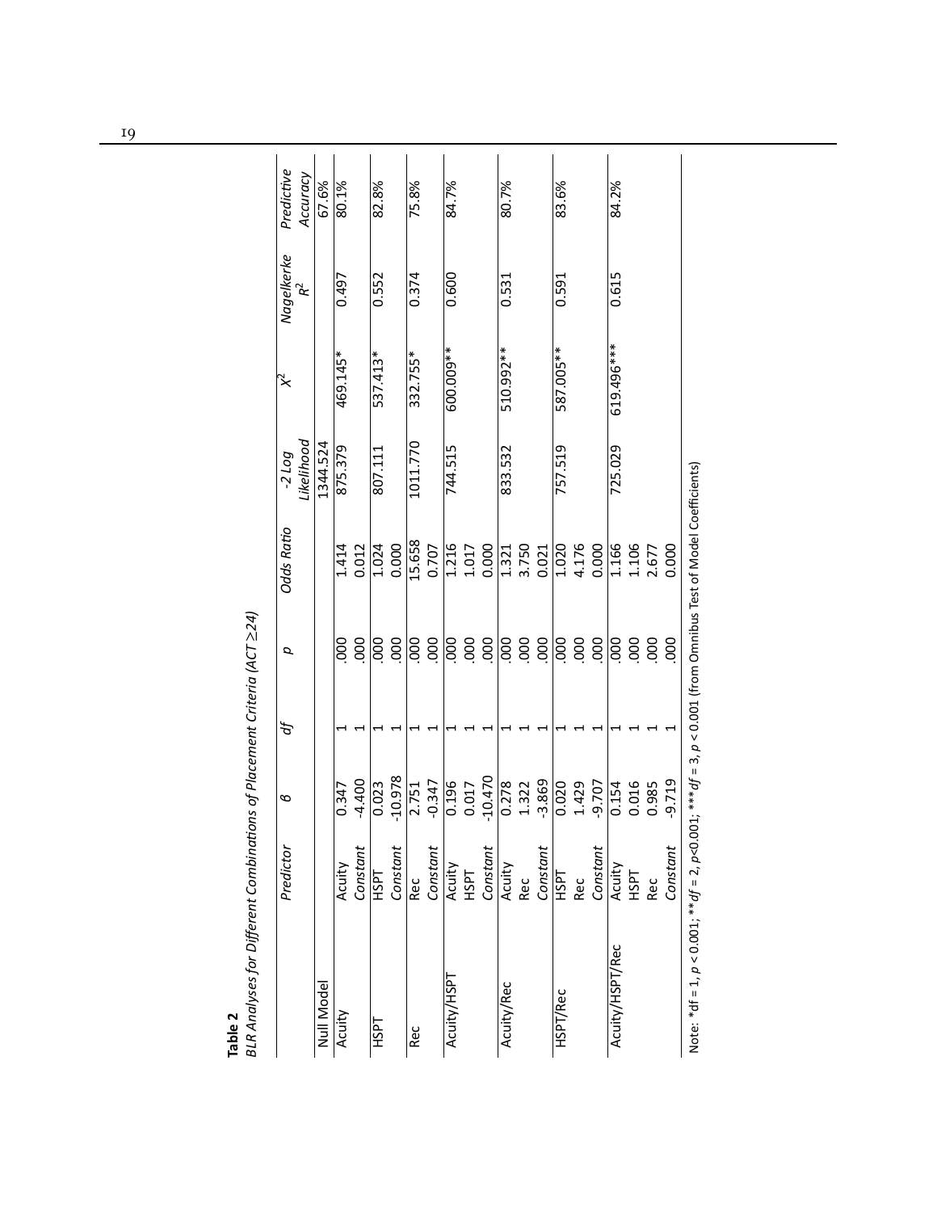**Table 2**

*BLR Analyses for Different Combinations of Placement Criteria (ACT ≥24)*

| | *Predictor* | *β* | *df* | *p* | *Odds Ratio* | *-2 Log Likelihood* | $X^2$ | *Nagelkerke $R^2$* | *Predictive Accuracy* |
|---|---|---|---|---|---|---|---|---|---|
| Null Model | | | | | | 1344.524 | | | 67.6% |
| Acuity | Acuity | 0.347 | 1 | .000 | 1.414 | 875.379 | 469.145* | 0.497 | 80.1% |
| | *Constant* | -4.400 | 1 | .000 | 0.012 | | | | |
| HSPT | HSPT | 0.023 | 1 | .000 | 1.024 | 807.111 | 537.413* | 0.552 | 82.8% |
| | *Constant* | -10.978 | 1 | .000 | 0.000 | | | | |
| Rec | Rec | 2.751 | 1 | .000 | 15.658 | 1011.770 | 332.755* | 0.374 | 75.8% |
| | *Constant* | -0.347 | 1 | .000 | 0.707 | | | | |
| Acuity/HSPT | Acuity | 0.196 | 1 | .000 | 1.216 | 744.515 | 600.009** | 0.600 | 84.7% |
| | HSPT | 0.017 | 1 | .000 | 1.017 | | | | |
| | *Constant* | -10.470 | 1 | .000 | 0.000 | | | | |
| Acuity/Rec | Acuity | 0.278 | 1 | .000 | 1.321 | 833.532 | 510.992** | 0.531 | 80.7% |
| | Rec | 1.322 | 1 | .000 | 3.750 | | | | |
| | *Constant* | -3.869 | 1 | .000 | 0.021 | | | | |
| HSPT/Rec | HSPT | 0.020 | 1 | .000 | 1.020 | 757.519 | 587.005** | 0.591 | 83.6% |
| | Rec | 1.429 | 1 | .000 | 4.176 | | | | |
| | *Constant* | -9.707 | 1 | .000 | 0.000 | | | | |
| Acuity/HSPT/Rec | Acuity | 0.154 | 1 | .000 | 1.166 | 725.029 | 619.496*** | 0.615 | 84.2% |
| | HSPT | 0.016 | 1 | .000 | 1.106 | | | | |
| | Rec | 0.985 | 1 | .000 | 2.677 | | | | |
| | *Constant* | -9.719 | 1 | .000 | 0.000 | | | | |

Note: *df = 1, $p < 0.001$; **$df = 2$, $p<0.001$; ***$df = 3$, $p < 0.001$ (from Omnibus Test of Model Coefficients)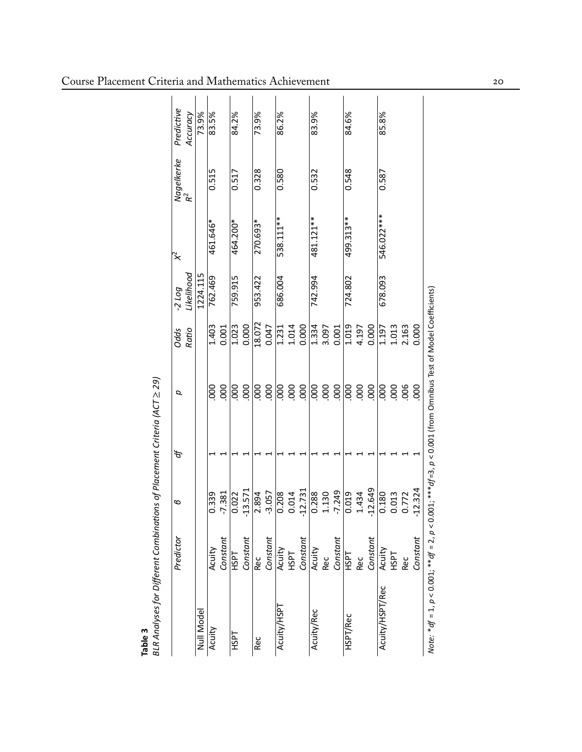**Table 3**

*BLR Analyses for Different Combinations of Placement Criteria (ACT ≥ 29)*

| | *Predictor* | *B* | *df* | *p* | *Odds Ratio* | *-2 Log Likelihood* | $\chi^2$ | *Nagelkerke* $R^2$ | *Predictive Accuracy* |
|---|---|---|---|---|---|---|---|---|---|
| Null Model | | | | | | 1224.115 | | | 73.9% |
| Acuity | Acuity | 0.339 | 1 | .000 | 1.403 | 762.469 | 461.646* | 0.515 | 83.5% |
| | *Constant* | -7.381 | 1 | .000 | 0.001 | | | | |
| HSPT | HSPT | 0.022 | 1 | .000 | 1.023 | 759.915 | 464.200* | 0.517 | 84.2% |
| | *Constant* | -13.571 | 1 | .000 | 0.000 | | | | |
| Rec | Rec | 2.894 | 1 | .000 | 18.072 | 953.422 | 270.693* | 0.328 | 73.9% |
| | *Constant* | -3.057 | 1 | .000 | 0.047 | | | | |
| Acuity/HSPT | Acuity | 0.208 | 1 | .000 | 1.231 | 686.004 | 538.111** | 0.580 | 86.2% |
| | HSPT | 0.014 | 1 | .000 | 1.014 | | | | |
| | *Constant* | -12.731 | 1 | .000 | 0.000 | | | | |
| Acuity/Rec | Acuity | 0.288 | 1 | .000 | 1.334 | 742.994 | 481.121** | 0.532 | 83.9% |
| | Rec | 1.130 | 1 | .000 | 3.097 | | | | |
| | *Constant* | -7.249 | 1 | .000 | 0.001 | | | | |
| HSPT/Rec | HSPT | 0.019 | 1 | .000 | 1.019 | 724.802 | 499.313** | 0.548 | 84.6% |
| | Rec | 1.434 | 1 | .000 | 4.197 | | | | |
| | *Constant* | -12.649 | 1 | .000 | 0.000 | | | | |
| Acuity/HSPT/Rec | Acuity | 0.180 | 1 | .000 | 1.197 | 678.093 | 546.022*** | 0.587 | 85.8% |
| | HSPT | 0.013 | 1 | .000 | 1.013 | | | | |
| | Rec | 0.772 | 1 | .006 | 2.163 | | | | |
| | *Constant* | -12.324 | 1 | .000 | 0.000 | | | | |

*Note:* \**df* = 1, $p < 0.001$; \*\**df* = 2, $p < 0.001$; \*\*\**df*=3, $p < 0.001$ (from Omnibus Test of Model Coefficients)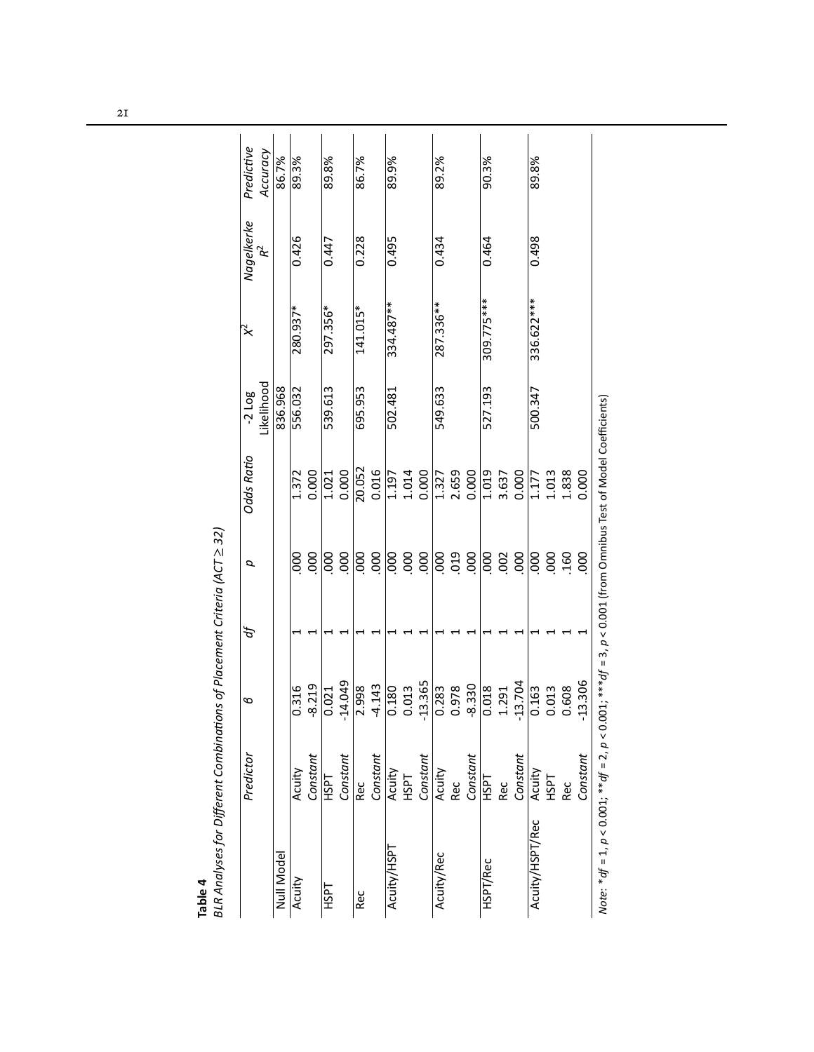**Table 4**

*BLR Analyses for Different Combinations of Placement Criteria (ACT ≥ 32)*

| | *Predictor* | *B* | *df* | *p* | *Odds Ratio* | -2 Log Likelihood | $X^2$ | *Nagelkerke* $R^2$ | *Predictive Accuracy* |
|---|---|---|---|---|---|---|---|---|---|
| Null Model | | | | | | 836.968 | | | 86.7% |
| Acuity | Acuity | 0.316 | 1 | .000 | 1.372 | 556.032 | 280.937* | 0.426 | 89.3% |
| | *Constant* | -8.219 | 1 | .000 | 0.000 | | | | |
| HSPT | HSPT | 0.021 | 1 | .000 | 1.021 | 539.613 | 297.356* | 0.447 | 89.8% |
| | *Constant* | -14.049 | 1 | .000 | 0.000 | | | | |
| Rec | Rec | 2.998 | 1 | .000 | 20.052 | 695.953 | 141.015* | 0.228 | 86.7% |
| | *Constant* | -4.143 | 1 | .000 | 0.016 | | | | |
| Acuity/HSPT | Acuity | 0.180 | 1 | .000 | 1.197 | 502.481 | 334.487** | 0.495 | 89.9% |
| | HSPT | 0.013 | 1 | .000 | 1.014 | | | | |
| | *Constant* | -13.365 | 1 | .000 | 0.000 | | | | |
| Acuity/Rec | Acuity | 0.283 | 1 | .000 | 1.327 | 549.633 | 287.336** | 0.434 | 89.2% |
| | Rec | 0.978 | 1 | .019 | 2.659 | | | | |
| | *Constant* | -8.330 | 1 | .000 | 0.000 | | | | |
| HSPT/Rec | HSPT | 0.018 | 1 | .000 | 1.019 | 527.193 | 309.775*** | 0.464 | 90.3% |
| | Rec | 1.291 | 1 | .002 | 3.637 | | | | |
| | *Constant* | -13.704 | 1 | .000 | 0.000 | | | | |
| Acuity/HSPT/Rec | Acuity | 0.163 | 1 | .000 | 1.177 | 500.347 | 336.622*** | 0.498 | 89.8% |
| | HSPT | 0.013 | 1 | .000 | 1.013 | | | | |
| | Rec | 0.608 | 1 | .160 | 1.838 | | | | |
| | *Constant* | -13.306 | 1 | .000 | 0.000 | | | | |

*Note*: *$df = 1$, $p < 0.001$; **$df = 2$, $p < 0.001$; ***$df = 3$, $p < 0.001$ (from Omnibus Test of Model Coefficients)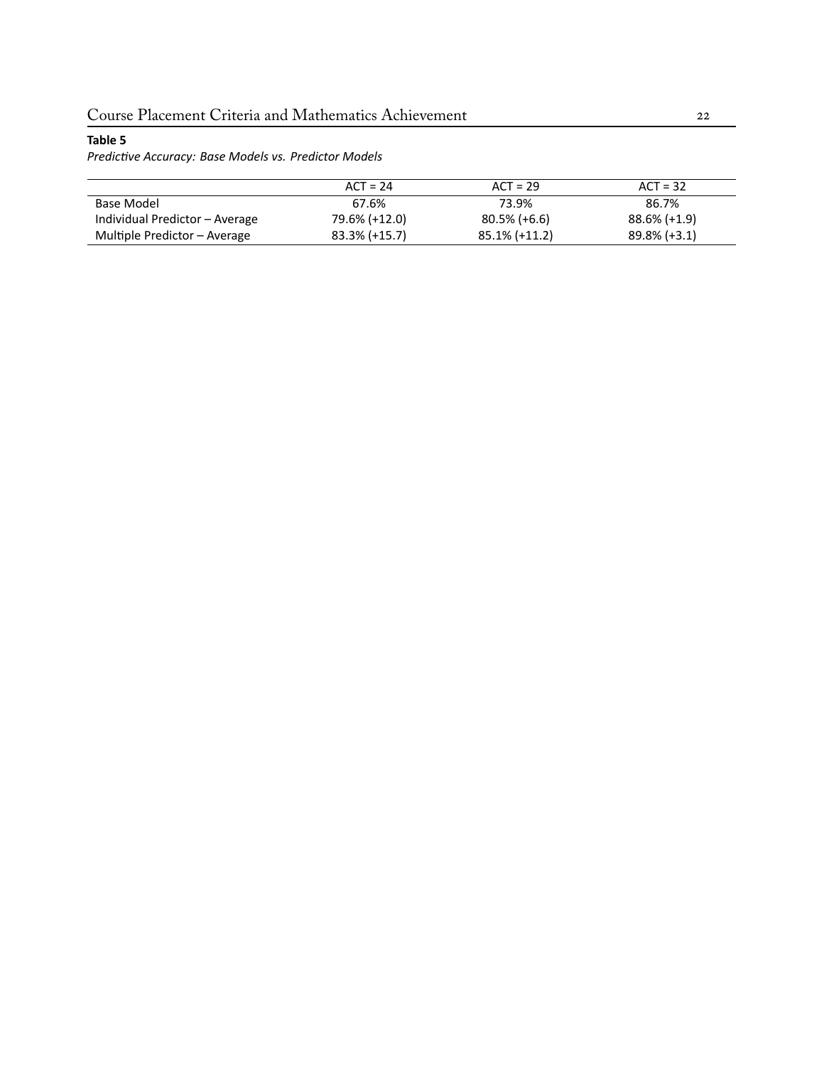**Table 5**

*Predictive Accuracy: Base Models vs. Predictor Models*

| | ACT = 24 | ACT = 29 | ACT = 32 |
|---|---|---|---|
| Base Model | 67.6% | 73.9% | 86.7% |
| Individual Predictor – Average | 79.6% (+12.0) | 80.5% (+6.6) | 88.6% (+1.9) |
| Multiple Predictor – Average | 83.3% (+15.7) | 85.1% (+11.2) | 89.8% (+3.1) |